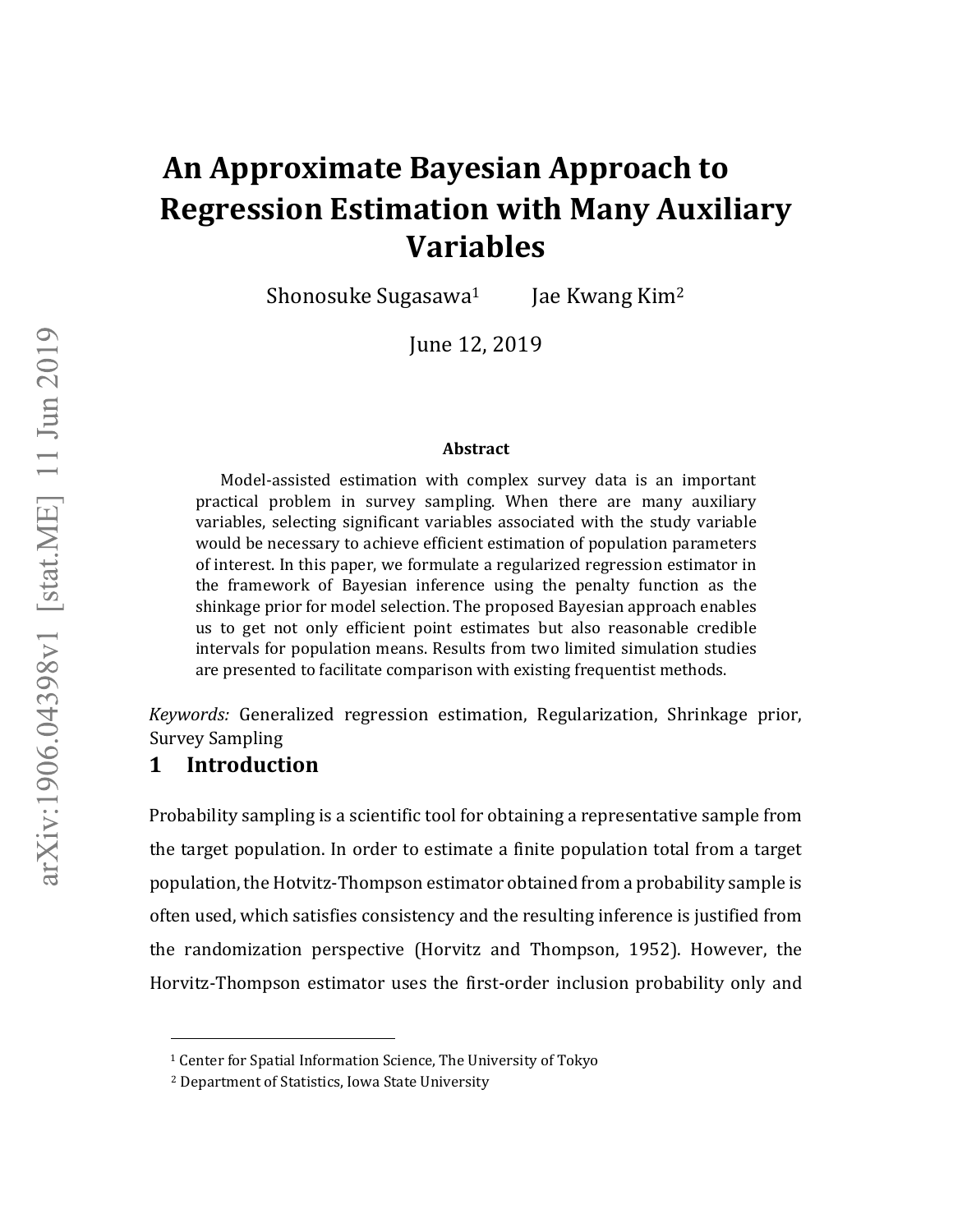# An Approximate Bayesian Approach to Regression Estimation with Many Auxiliary Variables

Shonosuke Sugasawa[1] Jae Kwang Kim[2]

June 12, 2019

### Abstract

Model-assisted estimation with complex survey data is an important practical problem in survey sampling. When there are many auxiliary variables, selecting significant variables associated with the study variable would be necessary to achieve efficient estimation of population parameters of interest. In this paper, we formulate a regularized regression estimator in the framework of Bayesian inference using the penalty function as the shinkage prior for model selection. The proposed Bayesian approach enables us to get not only efficient point estimates but also reasonable credible intervals for population means. Results from two limited simulation studies are presented to facilitate comparison with existing frequentist methods.

*Keywords:* Generalized regression estimation, Regularization, Shrinkage prior, Survey Sampling

## 1 Introduction

Probability sampling is a scientific tool for obtaining a representative sample from the target population. In order to estimate a finite population total from a target population, the Hotvitz-Thompson estimator obtained from a probability sample is often used, which satisfies consistency and the resulting inference is justified from the randomization perspective (Horvitz and Thompson, 1952). However, the Horvitz-Thompson estimator uses the first-order inclusion probability only and

---

[1] Center for Spatial Information Science, The University of Tokyo

[2] Department of Statistics, Iowa State University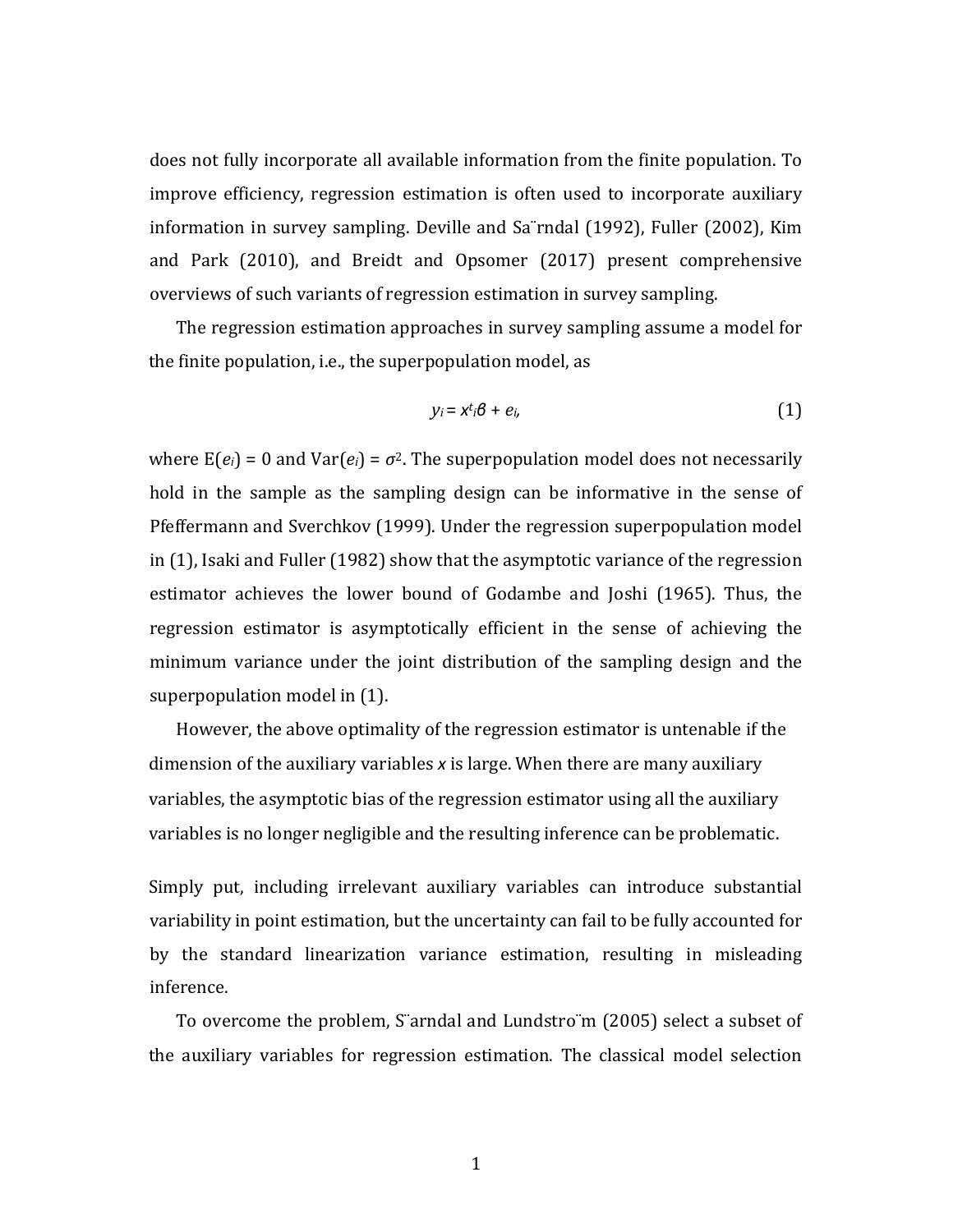does not fully incorporate all available information from the finite population. To improve efficiency, regression estimation is often used to incorporate auxiliary information in survey sampling. Deville and Särndal (1992), Fuller (2002), Kim and Park (2010), and Breidt and Opsomer (2017) present comprehensive overviews of such variants of regression estimation in survey sampling.

The regression estimation approaches in survey sampling assume a model for the finite population, i.e., the superpopulation model, as

$$y_i = x_i^t \beta + e_i, \tag{1}$$

where $E(e_i) = 0$ and $Var(e_i) = \sigma^2$. The superpopulation model does not necessarily hold in the sample as the sampling design can be informative in the sense of Pfeffermann and Sverchkov (1999). Under the regression superpopulation model in (1), Isaki and Fuller (1982) show that the asymptotic variance of the regression estimator achieves the lower bound of Godambe and Joshi (1965). Thus, the regression estimator is asymptotically efficient in the sense of achieving the minimum variance under the joint distribution of the sampling design and the superpopulation model in (1).

However, the above optimality of the regression estimator is untenable if the dimension of the auxiliary variables $x$ is large. When there are many auxiliary variables, the asymptotic bias of the regression estimator using all the auxiliary variables is no longer negligible and the resulting inference can be problematic.

Simply put, including irrelevant auxiliary variables can introduce substantial variability in point estimation, but the uncertainty can fail to be fully accounted for by the standard linearization variance estimation, resulting in misleading inference.

To overcome the problem, Särndal and Lundström (2005) select a subset of the auxiliary variables for regression estimation. The classical model selection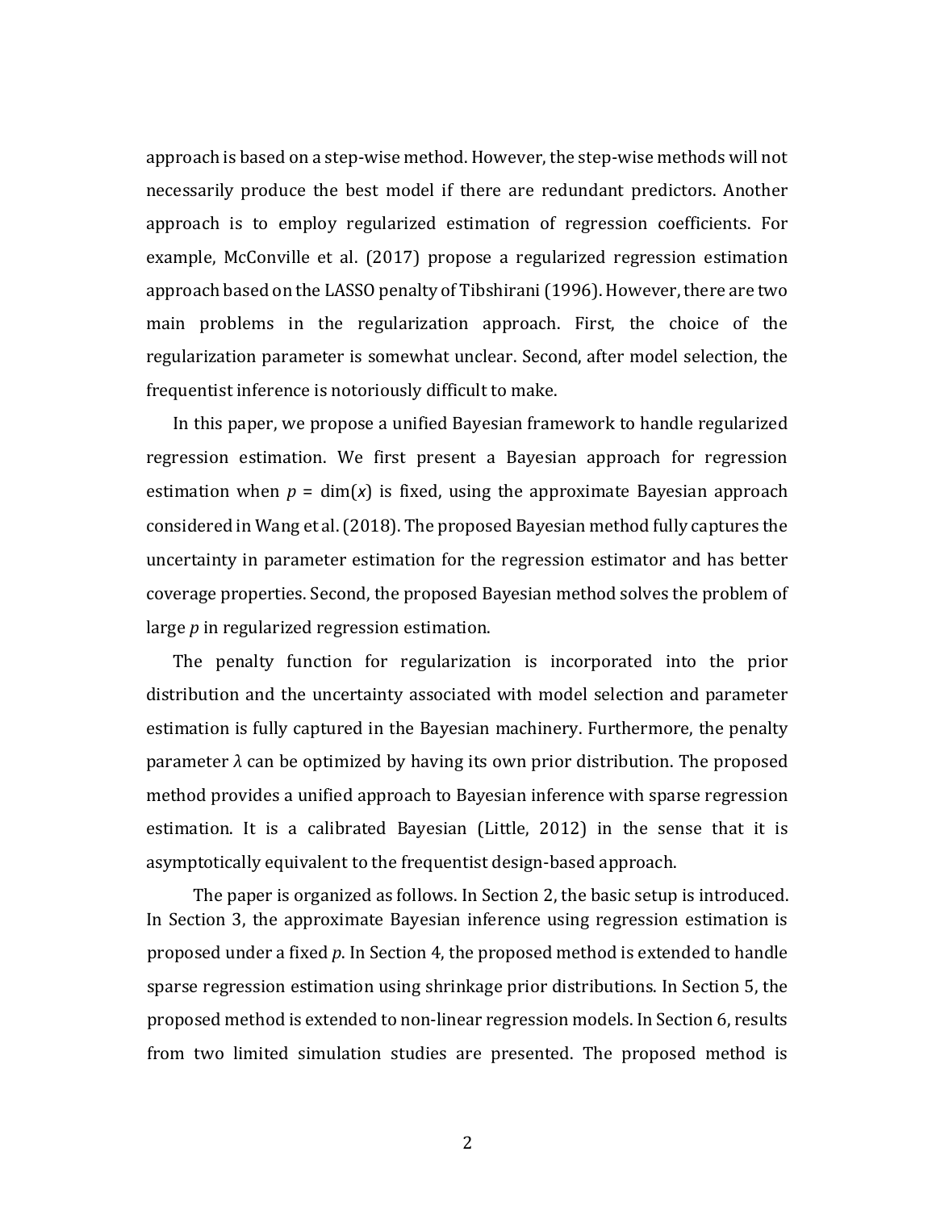approach is based on a step-wise method. However, the step-wise methods will not necessarily produce the best model if there are redundant predictors. Another approach is to employ regularized estimation of regression coefficients. For example, McConville et al. (2017) propose a regularized regression estimation approach based on the LASSO penalty of Tibshirani (1996). However, there are two main problems in the regularization approach. First, the choice of the regularization parameter is somewhat unclear. Second, after model selection, the frequentist inference is notoriously difficult to make.

In this paper, we propose a unified Bayesian framework to handle regularized regression estimation. We first present a Bayesian approach for regression estimation when $p = \dim(x)$ is fixed, using the approximate Bayesian approach considered in Wang et al. (2018). The proposed Bayesian method fully captures the uncertainty in parameter estimation for the regression estimator and has better coverage properties. Second, the proposed Bayesian method solves the problem of large $p$ in regularized regression estimation.

The penalty function for regularization is incorporated into the prior distribution and the uncertainty associated with model selection and parameter estimation is fully captured in the Bayesian machinery. Furthermore, the penalty parameter $\lambda$ can be optimized by having its own prior distribution. The proposed method provides a unified approach to Bayesian inference with sparse regression estimation. It is a calibrated Bayesian (Little, 2012) in the sense that it is asymptotically equivalent to the frequentist design-based approach.

The paper is organized as follows. In Section 2, the basic setup is introduced. In Section 3, the approximate Bayesian inference using regression estimation is proposed under a fixed $p$. In Section 4, the proposed method is extended to handle sparse regression estimation using shrinkage prior distributions. In Section 5, the proposed method is extended to non-linear regression models. In Section 6, results from two limited simulation studies are presented. The proposed method is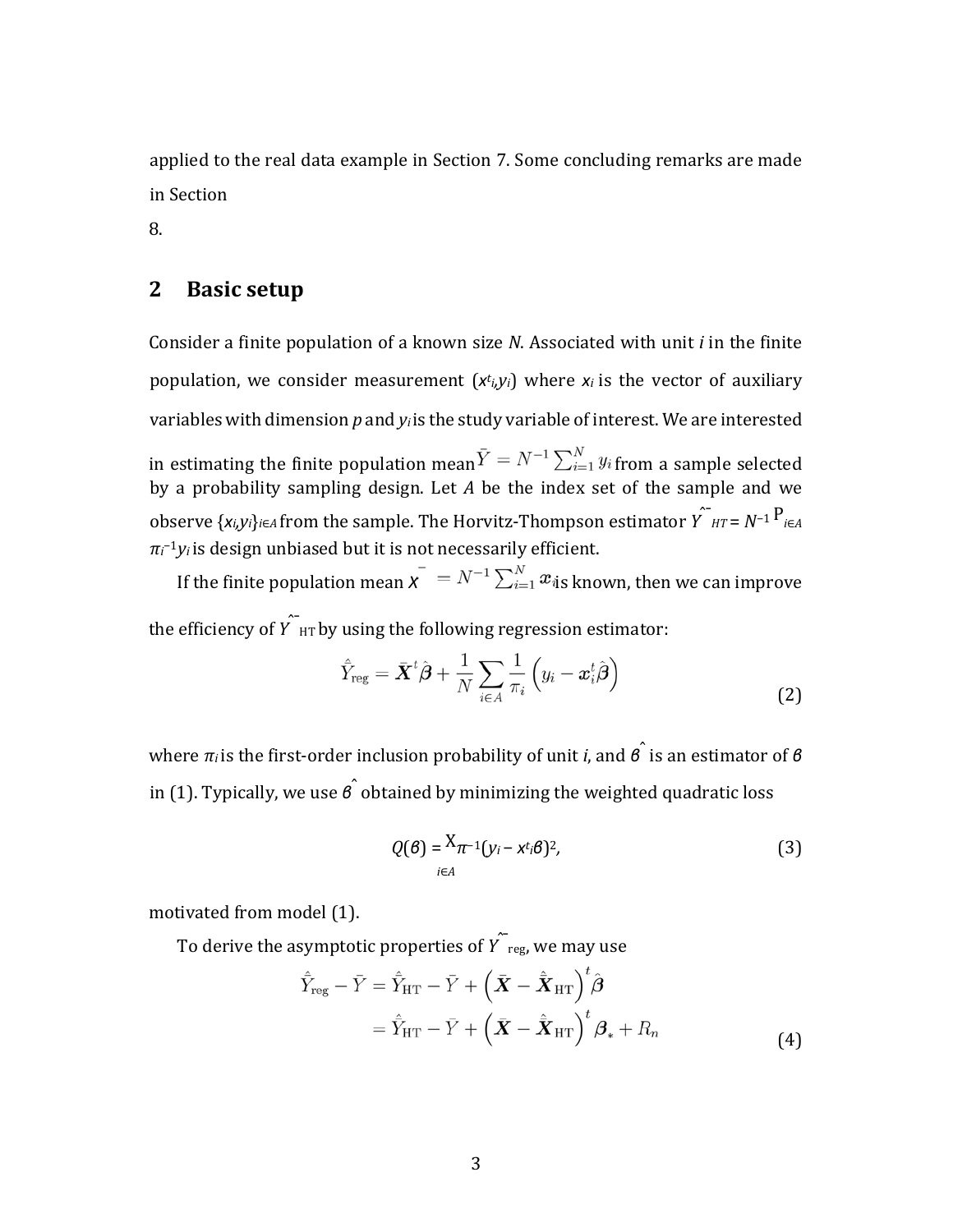applied to the real data example in Section 7. Some concluding remarks are made in Section 8.

## 2 Basic setup

Consider a finite population of a known size $N$. Associated with unit $i$ in the finite population, we consider measurement $(x_i^t, y_i)$ where $x_i$ is the vector of auxiliary variables with dimension $p$ and $y_i$ is the study variable of interest. We are interested in estimating the finite population mean $\bar{Y} = N^{-1}\sum_{i=1}^{N} y_i$ from a sample selected by a probability sampling design. Let $A$ be the index set of the sample and we observe $\{x_i, y_i\}_{i\in A}$ from the sample. The Horvitz-Thompson estimator $\hat{\bar{Y}}_{HT} = N^{-1}\sum_{i\in A}\pi_i^{-1} y_i$ is design unbiased but it is not necessarily efficient.

If the finite population mean $\bar{X} = N^{-1}\sum_{i=1}^{N} \boldsymbol{x}_i$ is known, then we can improve the efficiency of $\hat{\bar{Y}}_{\text{HT}}$ by using the following regression estimator:

$$\hat{\bar{Y}}_{\text{reg}} = \bar{\boldsymbol{X}}^t\hat{\boldsymbol{\beta}} + \frac{1}{N}\sum_{i\in A}\frac{1}{\pi_i}\left(y_i - \boldsymbol{x}_i^t\hat{\boldsymbol{\beta}}\right) \tag{2}$$

where $\pi_i$ is the first-order inclusion probability of unit $i$, and $\hat{\beta}$ is an estimator of $\beta$ in (1). Typically, we use $\hat{\beta}$ obtained by minimizing the weighted quadratic loss

$$Q(\beta) = \sum_{i\in A}\pi_i^{-1}(y_i - x_i^t\beta)^2, \tag{3}$$

motivated from model (1).

To derive the asymptotic properties of $\hat{\bar{Y}}_{\text{reg}}$, we may use

$$\begin{aligned}
\hat{\bar{Y}}_{\text{reg}} - \bar{Y} &= \hat{\bar{Y}}_{\text{HT}} - \bar{Y} + \left(\bar{\boldsymbol{X}} - \hat{\bar{\boldsymbol{X}}}_{\text{HT}}\right)^t\hat{\boldsymbol{\beta}} \\
&= \hat{\bar{Y}}_{\text{HT}} - \bar{Y} + \left(\bar{\boldsymbol{X}} - \hat{\bar{\boldsymbol{X}}}_{\text{HT}}\right)^t\boldsymbol{\beta}_* + R_n
\end{aligned} \tag{4}$$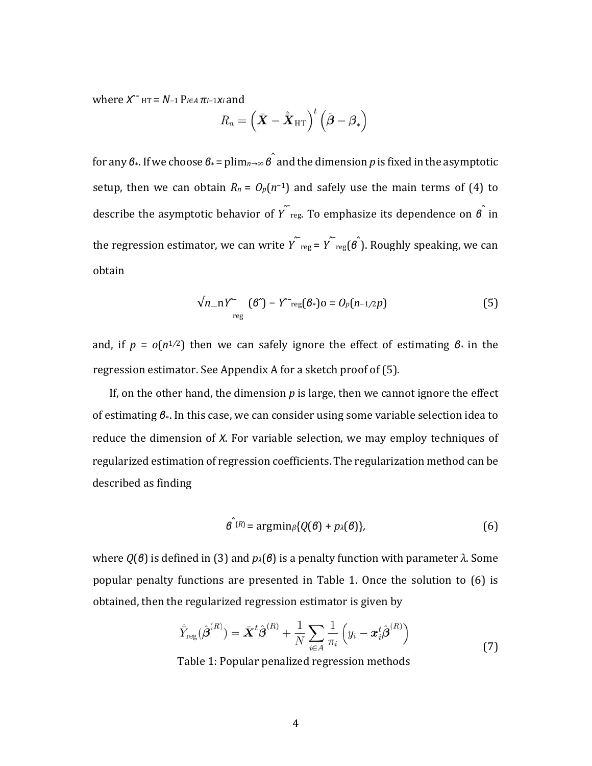where $\hat{\bar{\boldsymbol{X}}}_{\rm HT} = N^{-1} \sum_{i \in A} \pi_i^{-1} \boldsymbol{x}_i$ and

$$R_n = \left( \bar{\boldsymbol{X}} - \hat{\bar{\boldsymbol{X}}}_{\rm HT} \right)^t \left( \hat{\boldsymbol{\beta}} - \beta_* \right)$$

for any $\beta_*$. If we choose $\beta_* = \text{plim}_{n \to \infty} \hat{\beta}$ and the dimension $p$ is fixed in the asymptotic setup, then we can obtain $R_n = O_p(n^{-1})$ and safely use the main terms of (4) to describe the asymptotic behavior of $\hat{\bar{Y}}_{\rm reg}$. To emphasize its dependence on $\hat{\beta}$ in the regression estimator, we can write $\hat{\bar{Y}}_{\rm reg} = \hat{\bar{Y}}_{\rm reg}(\hat{\beta})$. Roughly speaking, we can obtain

$$\sqrt{n} \left\{ \hat{\bar{Y}}_{\rm reg}(\hat{\beta}) - \hat{\bar{Y}}_{\rm reg}(\beta_*) \right\} = O_p(n^{-1/2} p) \tag{5}$$

and, if $p = o(n^{1/2})$ then we can safely ignore the effect of estimating $\beta_*$ in the regression estimator. See Appendix A for a sketch proof of (5).

If, on the other hand, the dimension $p$ is large, then we cannot ignore the effect of estimating $\beta_*$. In this case, we can consider using some variable selection idea to reduce the dimension of $X$. For variable selection, we may employ techniques of regularized estimation of regression coefficients. The regularization method can be described as finding

$$\hat{\beta}^{(R)} = \text{argmin}_{\beta} \{ Q(\beta) + p_{\lambda}(\beta) \}, \tag{6}$$

where $Q(\beta)$ is defined in (3) and $p_\lambda(\beta)$ is a penalty function with parameter $\lambda$. Some popular penalty functions are presented in Table 1. Once the solution to (6) is obtained, then the regularized regression estimator is given by

$$\hat{\bar{Y}}_{\rm reg}(\hat{\boldsymbol{\beta}}^{(R)}) = \bar{\boldsymbol{X}}^t \hat{\boldsymbol{\beta}}^{(R)} + \frac{1}{N} \sum_{i \in A} \frac{1}{\pi_i} \left( y_i - \boldsymbol{x}_i^t \hat{\boldsymbol{\beta}}^{(R)} \right) \tag{7}$$

Table 1: Popular penalized regression methods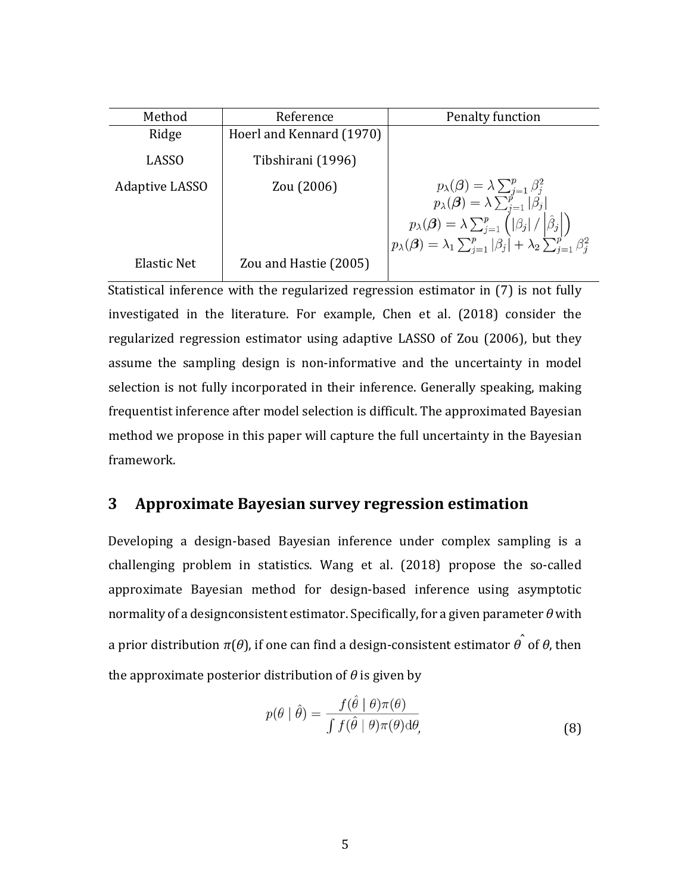| Method | Reference | Penalty function |
|---|---|---|
| Ridge | Hoerl and Kennard (1970) | $p_\lambda(\boldsymbol{\beta}) = \lambda \sum_{j=1}^{p} \beta_j^2$ |
| LASSO | Tibshirani (1996) | $p_\lambda(\boldsymbol{\beta}) = \lambda \sum_{j=1}^{p} \lvert\beta_j\rvert$ |
| Adaptive LASSO | Zou (2006) | $p_\lambda(\boldsymbol{\beta}) = \lambda \sum_{j=1}^{p} \left( \lvert\beta_j\rvert / \lvert\hat{\beta}_j\rvert \right)$ |
| Elastic Net | Zou and Hastie (2005) | $p_\lambda(\boldsymbol{\beta}) = \lambda_1 \sum_{j=1}^{p} \lvert\beta_j\rvert + \lambda_2 \sum_{j=1}^{p} \beta_j^2$ |

Statistical inference with the regularized regression estimator in (7) is not fully investigated in the literature. For example, Chen et al. (2018) consider the regularized regression estimator using adaptive LASSO of Zou (2006), but they assume the sampling design is non-informative and the uncertainty in model selection is not fully incorporated in their inference. Generally speaking, making frequentist inference after model selection is difficult. The approximated Bayesian method we propose in this paper will capture the full uncertainty in the Bayesian framework.

## 3 Approximate Bayesian survey regression estimation

Developing a design-based Bayesian inference under complex sampling is a challenging problem in statistics. Wang et al. (2018) propose the so-called approximate Bayesian method for design-based inference using asymptotic normality of a designconsistent estimator. Specifically, for a given parameter $\theta$ with a prior distribution $\pi(\theta)$, if one can find a design-consistent estimator $\hat{\theta}$ of $\theta$, then the approximate posterior distribution of $\theta$ is given by

$$p(\theta \mid \hat{\theta}) = \frac{f(\hat{\theta} \mid \theta)\pi(\theta)}{\int f(\hat{\theta} \mid \theta)\pi(\theta)\mathrm{d}\theta}, \tag{8}$$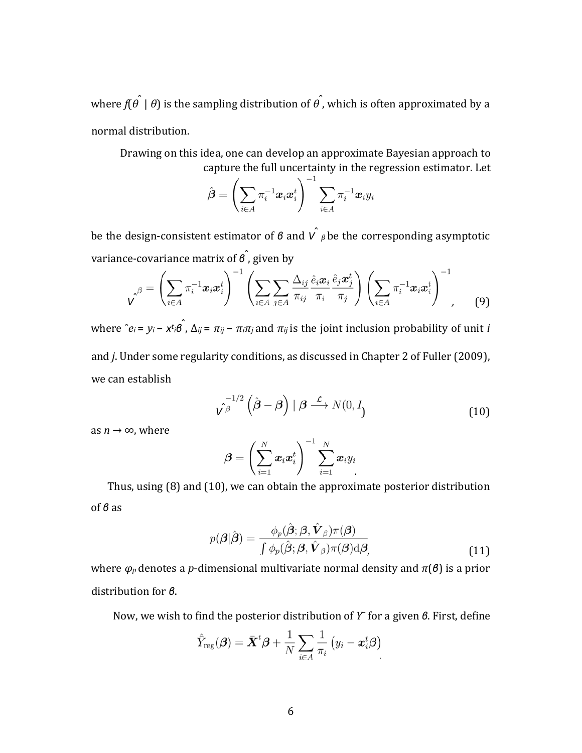where $f(\hat{\theta} \mid \theta)$ is the sampling distribution of $\hat{\theta}$, which is often approximated by a normal distribution.

Drawing on this idea, one can develop an approximate Bayesian approach to capture the full uncertainty in the regression estimator. Let

$$\hat{\boldsymbol{\beta}} = \left( \sum_{i \in A} \pi_i^{-1} \boldsymbol{x}_i \boldsymbol{x}_i^t \right)^{-1} \sum_{i \in A} \pi_i^{-1} \boldsymbol{x}_i y_i$$

be the design-consistent estimator of $\beta$ and $\hat{V}_\beta$ be the corresponding asymptotic variance-covariance matrix of $\hat{\beta}$, given by

$$\hat{V}_\beta = \left( \sum_{i \in A} \pi_i^{-1} \boldsymbol{x}_i \boldsymbol{x}_i^t \right)^{-1} \left( \sum_{i \in A} \sum_{j \in A} \frac{\Delta_{ij}}{\pi_{ij}} \frac{\hat{e}_i \boldsymbol{x}_i}{\pi_i} \frac{\hat{e}_j \boldsymbol{x}_j^t}{\pi_j} \right) \left( \sum_{i \in A} \pi_i^{-1} \boldsymbol{x}_i \boldsymbol{x}_i^t \right)^{-1}, \tag{9}$$

where $\hat{e}_i = y_i - x_i^t \hat{\beta}$, $\Delta_{ij} = \pi_{ij} - \pi_i \pi_j$ and $\pi_{ij}$ is the joint inclusion probability of unit $i$ and $j$. Under some regularity conditions, as discussed in Chapter 2 of Fuller (2009), we can establish

$$\hat{V}_\beta^{-1/2} \left( \hat{\boldsymbol{\beta}} - \boldsymbol{\beta} \right) \mid \boldsymbol{\beta} \xrightarrow{\mathcal{L}} N(0, I) \tag{10}$$

as $n \to \infty$, where

$$\boldsymbol{\beta} = \left( \sum_{i=1}^{N} \boldsymbol{x}_i \boldsymbol{x}_i^t \right)^{-1} \sum_{i=1}^{N} \boldsymbol{x}_i y_i.$$

Thus, using (8) and (10), we can obtain the approximate posterior distribution of $\beta$ as

$$p(\boldsymbol{\beta} | \hat{\boldsymbol{\beta}}) = \frac{\phi_p(\hat{\boldsymbol{\beta}}; \boldsymbol{\beta}, \hat{\boldsymbol{V}}_\beta) \pi(\boldsymbol{\beta})}{\int \phi_p(\hat{\boldsymbol{\beta}}; \boldsymbol{\beta}, \hat{\boldsymbol{V}}_\beta) \pi(\boldsymbol{\beta}) \mathrm{d}\boldsymbol{\beta}}, \tag{11}$$

where $\phi_p$ denotes a $p$-dimensional multivariate normal density and $\pi(\beta)$ is a prior distribution for $\beta$.

Now, we wish to find the posterior distribution of $\bar{Y}$ for a given $\beta$. First, define

$$\hat{\bar{Y}}_{\text{reg}}(\boldsymbol{\beta}) = \bar{\boldsymbol{X}}^t \boldsymbol{\beta} + \frac{1}{N} \sum_{i \in A} \frac{1}{\pi_i} \left( y_i - \boldsymbol{x}_i^t \boldsymbol{\beta} \right)$$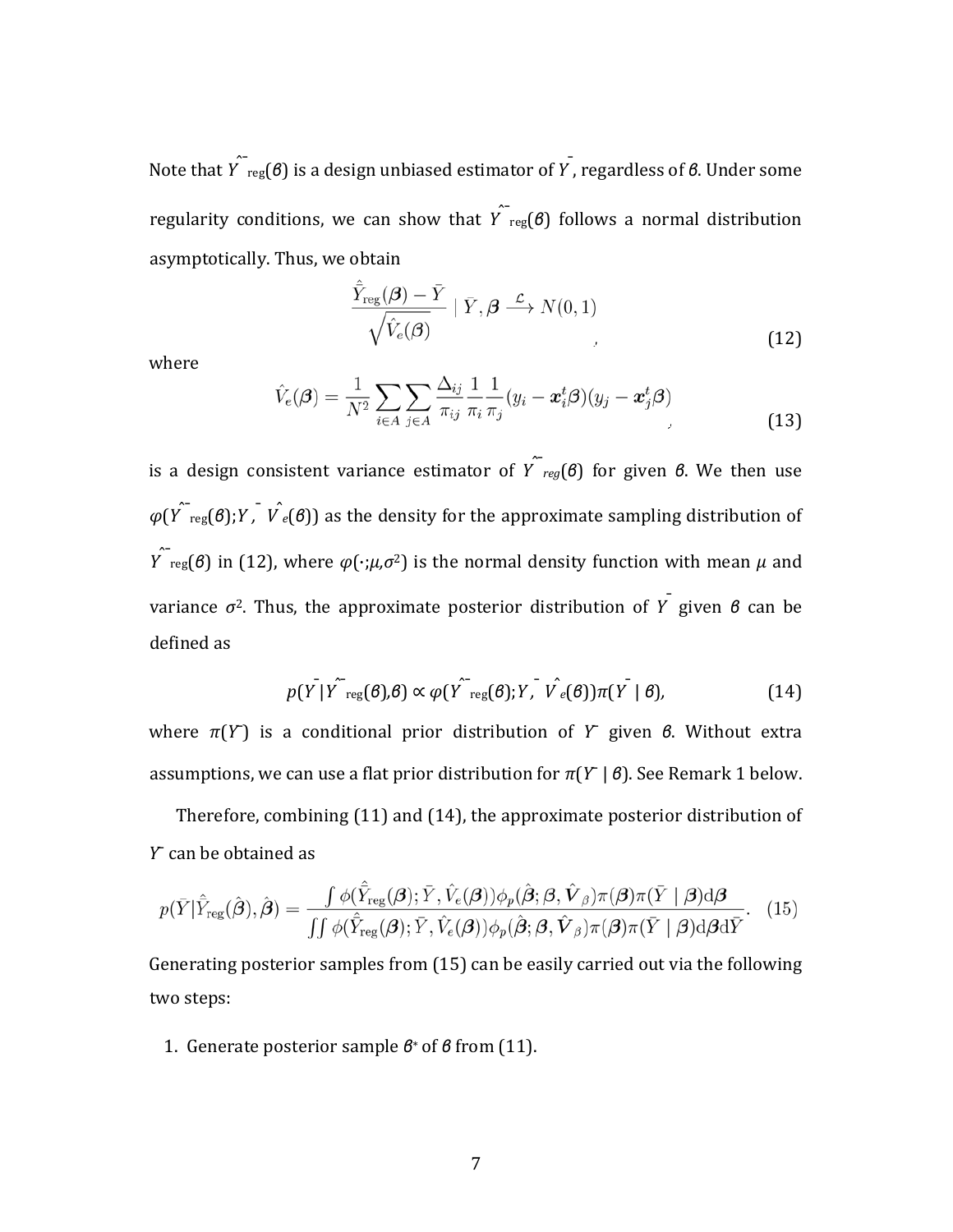Note that $\hat{\bar{Y}}_{\text{reg}}(\boldsymbol{\beta})$ is a design unbiased estimator of $\bar{Y}$, regardless of $\boldsymbol{\beta}$. Under some regularity conditions, we can show that $\hat{\bar{Y}}_{\text{reg}}(\boldsymbol{\beta})$ follows a normal distribution asymptotically. Thus, we obtain

$$\frac{\hat{\bar{Y}}_{\text{reg}}(\boldsymbol{\beta}) - \bar{Y}}{\sqrt{\hat{V}_e(\boldsymbol{\beta})}} \mid \bar{Y}, \boldsymbol{\beta} \xrightarrow{\mathcal{L}} N(0,1) \tag{12}$$

where

$$\hat{V}_e(\boldsymbol{\beta}) = \frac{1}{N^2} \sum_{i \in A} \sum_{j \in A} \frac{\Delta_{ij}}{\pi_{ij}} \frac{1}{\pi_i} \frac{1}{\pi_j} (y_i - \boldsymbol{x}_i^t \boldsymbol{\beta})(y_j - \boldsymbol{x}_j^t \boldsymbol{\beta}) \tag{13}$$

is a design consistent variance estimator of $\hat{\bar{Y}}_{reg}(\boldsymbol{\beta})$ for given $\boldsymbol{\beta}$. We then use $\phi(\hat{\bar{Y}}_{\text{reg}}(\boldsymbol{\beta}); \bar{Y}, \hat{V}_e(\boldsymbol{\beta}))$ as the density for the approximate sampling distribution of $\hat{\bar{Y}}_{\text{reg}}(\boldsymbol{\beta})$ in (12), where $\phi(\cdot;\mu,\sigma^2)$ is the normal density function with mean $\mu$ and variance $\sigma^2$. Thus, the approximate posterior distribution of $\bar{Y}$ given $\boldsymbol{\beta}$ can be defined as

$$p(\bar{Y} \mid \hat{\bar{Y}}_{\text{reg}}(\boldsymbol{\beta}), \boldsymbol{\beta}) \propto \phi(\hat{\bar{Y}}_{\text{reg}}(\boldsymbol{\beta}); \bar{Y}, \hat{V}_e(\boldsymbol{\beta}))\pi(\bar{Y} \mid \boldsymbol{\beta}), \tag{14}$$

where $\pi(\bar{Y})$ is a conditional prior distribution of $\bar{Y}$ given $\boldsymbol{\beta}$. Without extra assumptions, we can use a flat prior distribution for $\pi(\bar{Y} \mid \boldsymbol{\beta})$. See Remark 1 below.

Therefore, combining (11) and (14), the approximate posterior distribution of $\bar{Y}$ can be obtained as

$$p(\bar{Y} \mid \hat{\bar{Y}}_{\text{reg}}(\hat{\boldsymbol{\beta}}), \hat{\boldsymbol{\beta}}) = \frac{\int \phi(\hat{\bar{Y}}_{\text{reg}}(\boldsymbol{\beta}); \bar{Y}, \hat{V}_e(\boldsymbol{\beta}))\phi_p(\hat{\boldsymbol{\beta}}; \boldsymbol{\beta}, \hat{\boldsymbol{V}}_\beta)\pi(\boldsymbol{\beta})\pi(\bar{Y} \mid \boldsymbol{\beta})\mathrm{d}\boldsymbol{\beta}}{\iint \phi(\hat{\bar{Y}}_{\text{reg}}(\boldsymbol{\beta}); \bar{Y}, \hat{V}_e(\boldsymbol{\beta}))\phi_p(\hat{\boldsymbol{\beta}}; \boldsymbol{\beta}, \hat{\boldsymbol{V}}_\beta)\pi(\boldsymbol{\beta})\pi(\bar{Y} \mid \boldsymbol{\beta})\mathrm{d}\boldsymbol{\beta}\mathrm{d}\bar{Y}}. \tag{15}$$

Generating posterior samples from (15) can be easily carried out via the following two steps:

1. Generate posterior sample $\boldsymbol{\beta}^*$ of $\boldsymbol{\beta}$ from (11).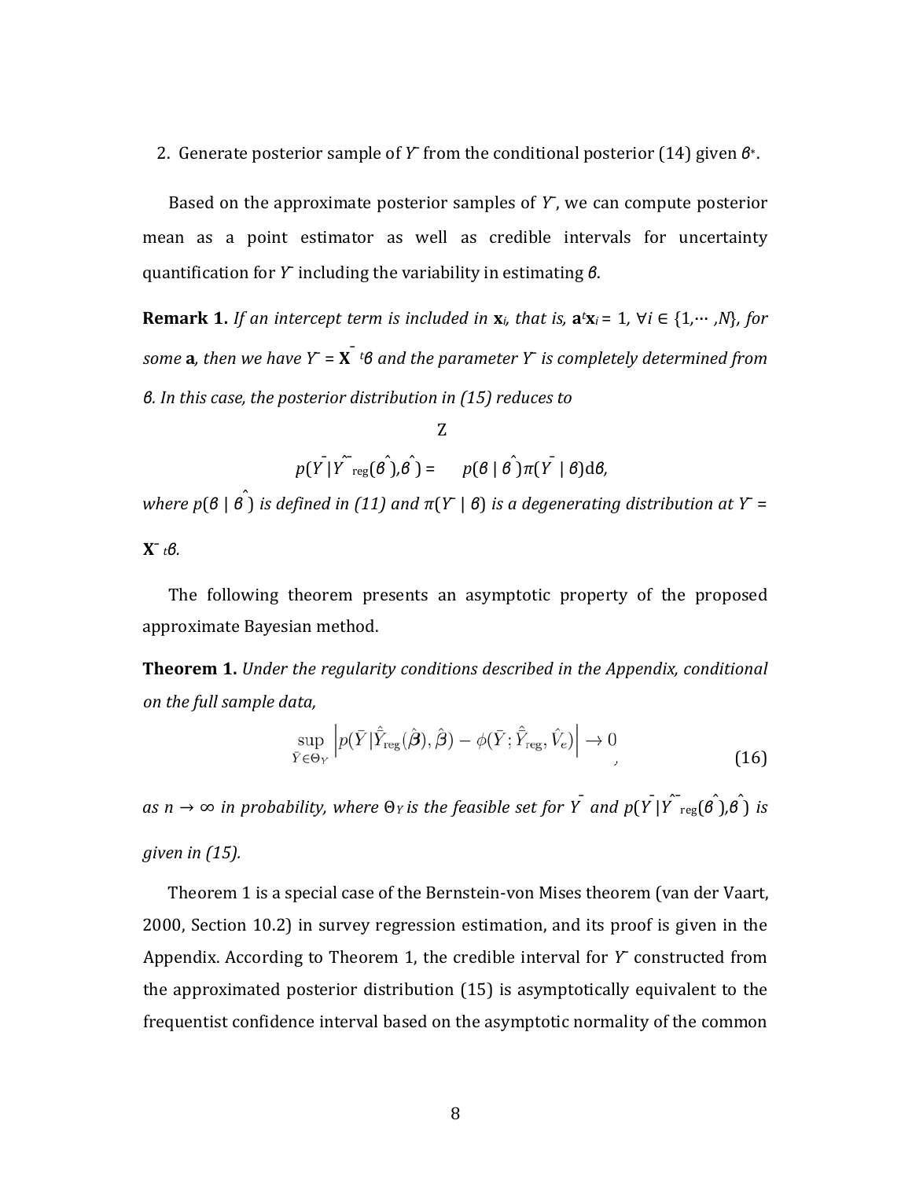2. Generate posterior sample of $\bar{Y}$ from the conditional posterior (14) given $\beta^*$.

Based on the approximate posterior samples of $\bar{Y}$, we can compute posterior mean as a point estimator as well as credible intervals for uncertainty quantification for $\bar{Y}$ including the variability in estimating $\beta$.

**Remark 1.** *If an intercept term is included in* $\mathbf{x}_i$*, that is,* $\mathbf{a}^t\mathbf{x}_i = 1$, $\forall i \in \{1,\cdots,N\}$*, for some* $\mathbf{a}$*, then we have* $\bar{Y} = \bar{\mathbf{X}}^t\beta$ *and the parameter* $\bar{Y}$ *is completely determined from* $\beta$*. In this case, the posterior distribution in (15) reduces to*

$$p(\bar{Y} \mid \hat{\bar{Y}}_{\text{reg}}(\hat{\beta}), \hat{\beta}) = \int p(\beta \mid \hat{\beta})\pi(\bar{Y} \mid \beta)\mathrm{d}\beta,$$

*where* $p(\beta \mid \hat{\beta})$ *is defined in (11) and* $\pi(\bar{Y} \mid \beta)$ *is a degenerating distribution at* $\bar{Y} = \bar{\mathbf{X}}^t\beta$*.*

The following theorem presents an asymptotic property of the proposed approximate Bayesian method.

**Theorem 1.** *Under the regularity conditions described in the Appendix, conditional on the full sample data,*

$$\sup_{\bar{Y} \in \Theta_Y} \left| p(\bar{Y} \mid \hat{\bar{Y}}_{\text{reg}}(\hat{\beta}), \hat{\beta}) - \phi(\bar{Y}; \hat{\bar{Y}}_{\text{reg}}, \hat{V}_e) \right| \to 0 \tag{16}$$

*as* $n \to \infty$ *in probability, where* $\Theta_Y$ *is the feasible set for* $\bar{Y}$ *and* $p(\bar{Y} \mid \hat{\bar{Y}}_{\text{reg}}(\hat{\beta}), \hat{\beta})$ *is given in (15).*

Theorem 1 is a special case of the Bernstein-von Mises theorem (van der Vaart, 2000, Section 10.2) in survey regression estimation, and its proof is given in the Appendix. According to Theorem 1, the credible interval for $\bar{Y}$ constructed from the approximated posterior distribution (15) is asymptotically equivalent to the frequentist confidence interval based on the asymptotic normality of the common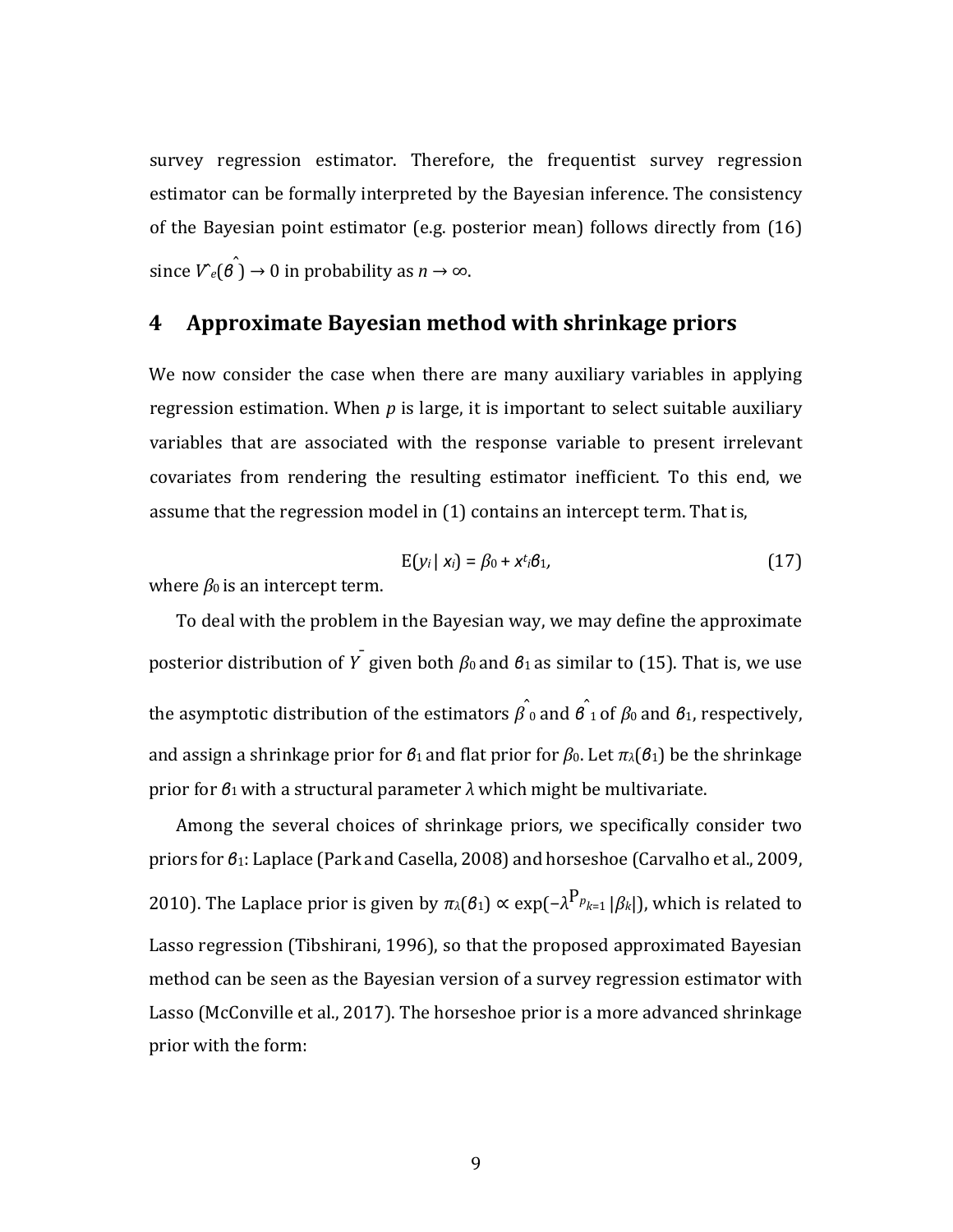survey regression estimator. Therefore, the frequentist survey regression estimator can be formally interpreted by the Bayesian inference. The consistency of the Bayesian point estimator (e.g. posterior mean) follows directly from (16) since $\hat{V}_e(\hat{\beta}) \to 0$ in probability as $n \to \infty$.

## 4 Approximate Bayesian method with shrinkage priors

We now consider the case when there are many auxiliary variables in applying regression estimation. When $p$ is large, it is important to select suitable auxiliary variables that are associated with the response variable to present irrelevant covariates from rendering the resulting estimator inefficient. To this end, we assume that the regression model in (1) contains an intercept term. That is,

$$\mathrm{E}(y_i \mid x_i) = \beta_0 + x_i^t \beta_1, \tag{17}$$

where $\beta_0$ is an intercept term.

To deal with the problem in the Bayesian way, we may define the approximate posterior distribution of $\bar{Y}$ given both $\beta_0$ and $\beta_1$ as similar to (15). That is, we use the asymptotic distribution of the estimators $\hat{\beta}_0$ and $\hat{\beta}_1$ of $\beta_0$ and $\beta_1$, respectively, and assign a shrinkage prior for $\beta_1$ and flat prior for $\beta_0$. Let $\pi_\lambda(\beta_1)$ be the shrinkage prior for $\beta_1$ with a structural parameter $\lambda$ which might be multivariate.

Among the several choices of shrinkage priors, we specifically consider two priors for $\beta_1$: Laplace (Park and Casella, 2008) and horseshoe (Carvalho et al., 2009, 2010). The Laplace prior is given by $\pi_\lambda(\beta_1) \propto \exp(-\lambda \sum_{k=1}^{p} |\beta_k|)$, which is related to Lasso regression (Tibshirani, 1996), so that the proposed approximated Bayesian method can be seen as the Bayesian version of a survey regression estimator with Lasso (McConville et al., 2017). The horseshoe prior is a more advanced shrinkage prior with the form: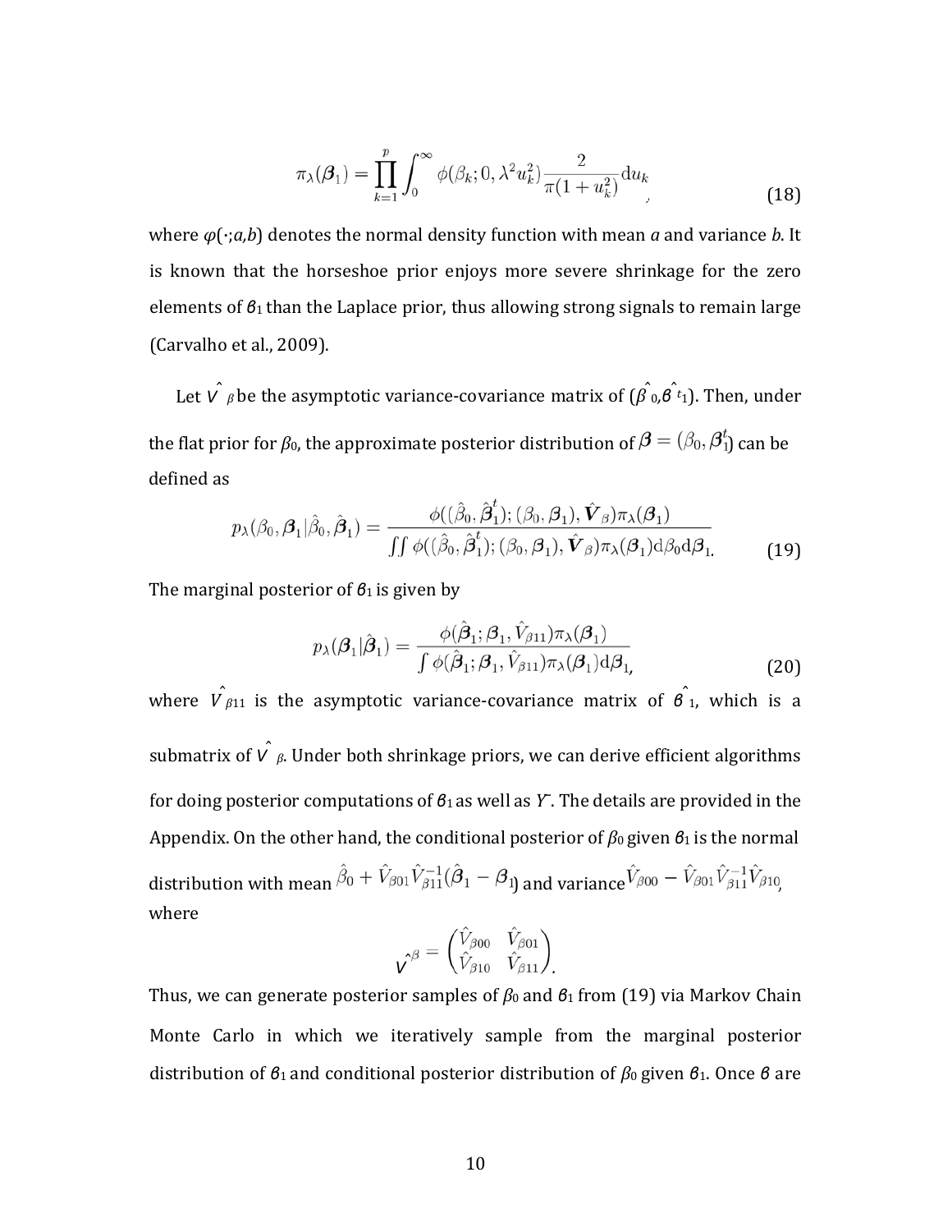$$\pi_\lambda(\boldsymbol{\beta}_1) = \prod_{k=1}^{p} \int_0^\infty \phi(\beta_k; 0, \lambda^2 u_k^2) \frac{2}{\pi(1+u_k^2)} \mathrm{d}u_k \tag{18}$$

where $\phi(\cdot;a,b)$ denotes the normal density function with mean $a$ and variance $b$. It is known that the horseshoe prior enjoys more severe shrinkage for the zero elements of $\boldsymbol{\beta}_1$ than the Laplace prior, thus allowing strong signals to remain large (Carvalho et al., 2009).

Let $\hat{\boldsymbol{V}}_\beta$ be the asymptotic variance-covariance matrix of $(\hat{\beta}_0, \hat{\boldsymbol{\beta}}_1^t)$. Then, under the flat prior for $\beta_0$, the approximate posterior distribution of $\boldsymbol{\beta} = (\beta_0, \boldsymbol{\beta}_1^t)$ can be defined as

$$p_\lambda(\beta_0, \boldsymbol{\beta}_1 | \hat{\beta}_0, \hat{\boldsymbol{\beta}}_1) = \frac{\phi((\hat{\beta}_0, \hat{\boldsymbol{\beta}}_1^t); (\beta_0, \boldsymbol{\beta}_1), \hat{\boldsymbol{V}}_\beta) \pi_\lambda(\boldsymbol{\beta}_1)}{\iint \phi((\hat{\beta}_0, \hat{\boldsymbol{\beta}}_1^t); (\beta_0, \boldsymbol{\beta}_1), \hat{\boldsymbol{V}}_\beta) \pi_\lambda(\boldsymbol{\beta}_1) \mathrm{d}\beta_0 \mathrm{d}\boldsymbol{\beta}_1}. \tag{19}$$

The marginal posterior of $\boldsymbol{\beta}_1$ is given by

$$p_\lambda(\boldsymbol{\beta}_1 | \hat{\boldsymbol{\beta}}_1) = \frac{\phi(\hat{\boldsymbol{\beta}}_1; \boldsymbol{\beta}_1, \hat{V}_{\beta 11}) \pi_\lambda(\boldsymbol{\beta}_1)}{\int \phi(\hat{\boldsymbol{\beta}}_1; \boldsymbol{\beta}_1, \hat{V}_{\beta 11}) \pi_\lambda(\boldsymbol{\beta}_1) \mathrm{d}\boldsymbol{\beta}_1}, \tag{20}$$

where $\hat{V}_{\beta 11}$ is the asymptotic variance-covariance matrix of $\hat{\boldsymbol{\beta}}_1$, which is a submatrix of $\hat{\boldsymbol{V}}_\beta$. Under both shrinkage priors, we can derive efficient algorithms for doing posterior computations of $\boldsymbol{\beta}_1$ as well as $\bar{Y}$. The details are provided in the Appendix. On the other hand, the conditional posterior of $\beta_0$ given $\boldsymbol{\beta}_1$ is the normal distribution with mean $\hat{\beta}_0 + \hat{V}_{\beta 01} \hat{V}_{\beta 11}^{-1} (\hat{\boldsymbol{\beta}}_1 - \boldsymbol{\beta}_1)$ and variance $\hat{V}_{\beta 00} - \hat{V}_{\beta 01} \hat{V}_{\beta 11}^{-1} \hat{V}_{\beta 10}$, where

$$\hat{\boldsymbol{V}}_\beta = \begin{pmatrix} \hat{V}_{\beta 00} & \hat{V}_{\beta 01} \\ \hat{V}_{\beta 10} & \hat{V}_{\beta 11} \end{pmatrix}.$$

Thus, we can generate posterior samples of $\beta_0$ and $\boldsymbol{\beta}_1$ from (19) via Markov Chain Monte Carlo in which we iteratively sample from the marginal posterior distribution of $\boldsymbol{\beta}_1$ and conditional posterior distribution of $\beta_0$ given $\boldsymbol{\beta}_1$. Once $\boldsymbol{\beta}$ are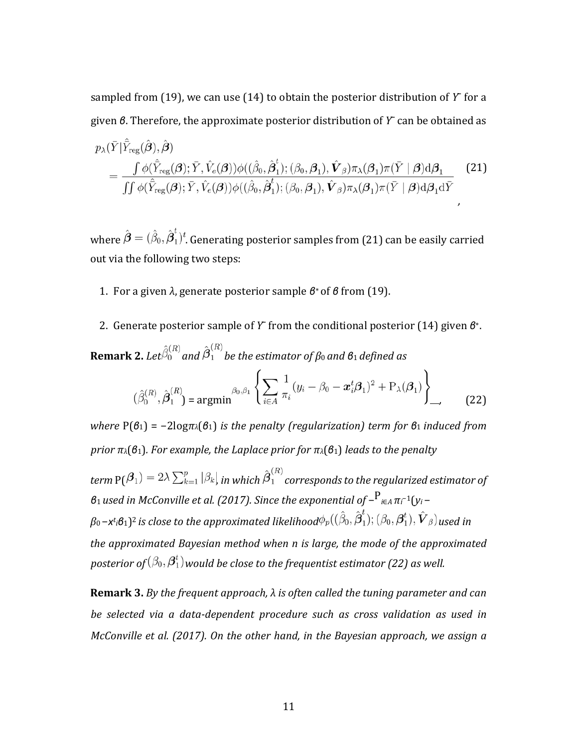sampled from (19), we can use (14) to obtain the posterior distribution of $\bar{Y}$ for a given $\boldsymbol{\beta}$. Therefore, the approximate posterior distribution of $\bar{Y}$ can be obtained as

$$
\begin{aligned}
&p_\lambda(\bar{Y} \mid \hat{\bar{Y}}_{\mathrm{reg}}(\hat{\boldsymbol{\beta}}), \hat{\boldsymbol{\beta}}) \\
&= \frac{\int \phi(\hat{\bar{Y}}_{\mathrm{reg}}(\boldsymbol{\beta}); \bar{Y}, \hat{V}_e(\boldsymbol{\beta}))\phi((\hat{\beta}_0, \hat{\boldsymbol{\beta}}_1^t); (\beta_0, \boldsymbol{\beta}_1), \hat{\boldsymbol{V}}_\beta)\pi_\lambda(\boldsymbol{\beta}_1)\pi(\bar{Y} \mid \boldsymbol{\beta})\mathrm{d}\boldsymbol{\beta}_1}{\iint \phi(\hat{\bar{Y}}_{\mathrm{reg}}(\boldsymbol{\beta}); \bar{Y}, \hat{V}_e(\boldsymbol{\beta}))\phi((\hat{\beta}_0, \hat{\boldsymbol{\beta}}_1^t); (\beta_0, \boldsymbol{\beta}_1), \hat{\boldsymbol{V}}_\beta)\pi_\lambda(\boldsymbol{\beta}_1)\pi(\bar{Y} \mid \boldsymbol{\beta})\mathrm{d}\boldsymbol{\beta}_1\mathrm{d}\bar{Y}}
\end{aligned} \tag{21}
$$

,

where $\hat{\boldsymbol{\beta}} = (\hat{\beta}_0, \hat{\boldsymbol{\beta}}_1^t)^t$. Generating posterior samples from (21) can be easily carried out via the following two steps:

1. For a given $\lambda$, generate posterior sample $\boldsymbol{\beta}^*$ of $\boldsymbol{\beta}$ from (19).

2. Generate posterior sample of $\bar{Y}$ from the conditional posterior (14) given $\boldsymbol{\beta}^*$.

**Remark 2.** *Let $\hat{\beta}_0^{(R)}$ and $\hat{\boldsymbol{\beta}}_1^{(R)}$ be the estimator of $\beta_0$ and $\boldsymbol{\beta}_1$ defined as*

$$
(\hat{\beta}_0^{(R)}, \hat{\boldsymbol{\beta}}_1^{(R)}) = \operatorname{argmin}_{\beta_0, \boldsymbol{\beta}_1} \left\{ \sum_{i \in A} \frac{1}{\pi_i} (y_i - \beta_0 - \boldsymbol{x}_i^t \boldsymbol{\beta}_1)^2 + \mathrm{P}_\lambda(\boldsymbol{\beta}_1) \right\}, \tag{22}
$$

*where $\mathrm{P}(\boldsymbol{\beta}_1) = -2\log\pi_\lambda(\boldsymbol{\beta}_1)$ is the penalty (regularization) term for $\boldsymbol{\beta}_1$ induced from prior $\pi_\lambda(\boldsymbol{\beta}_1)$. For example, the Laplace prior for $\pi_\lambda(\boldsymbol{\beta}_1)$ leads to the penalty term $\mathrm{P}(\boldsymbol{\beta}_1) = 2\lambda \sum_{k=1}^{p} |\beta_k|$, in which $\hat{\boldsymbol{\beta}}_1^{(R)}$ corresponds to the regularized estimator of $\boldsymbol{\beta}_1$ used in McConville et al. (2017). Since the exponential of $-\sum_{i \in A} \pi_i^{-1}(y_i - \beta_0 - \boldsymbol{x}_i^t \boldsymbol{\beta}_1)^2$ is close to the approximated likelihood $\phi_p((\hat{\beta}_0, \hat{\boldsymbol{\beta}}_1^t); (\beta_0, \boldsymbol{\beta}_1^t), \hat{\boldsymbol{V}}_\beta)$ used in the approximated Bayesian method when $n$ is large, the mode of the approximated posterior of $(\beta_0, \boldsymbol{\beta}_1^t)$ would be close to the frequentist estimator (22) as well.*

**Remark 3.** *By the frequent approach, $\lambda$ is often called the tuning parameter and can be selected via a data-dependent procedure such as cross validation as used in McConville et al. (2017). On the other hand, in the Bayesian approach, we assign a*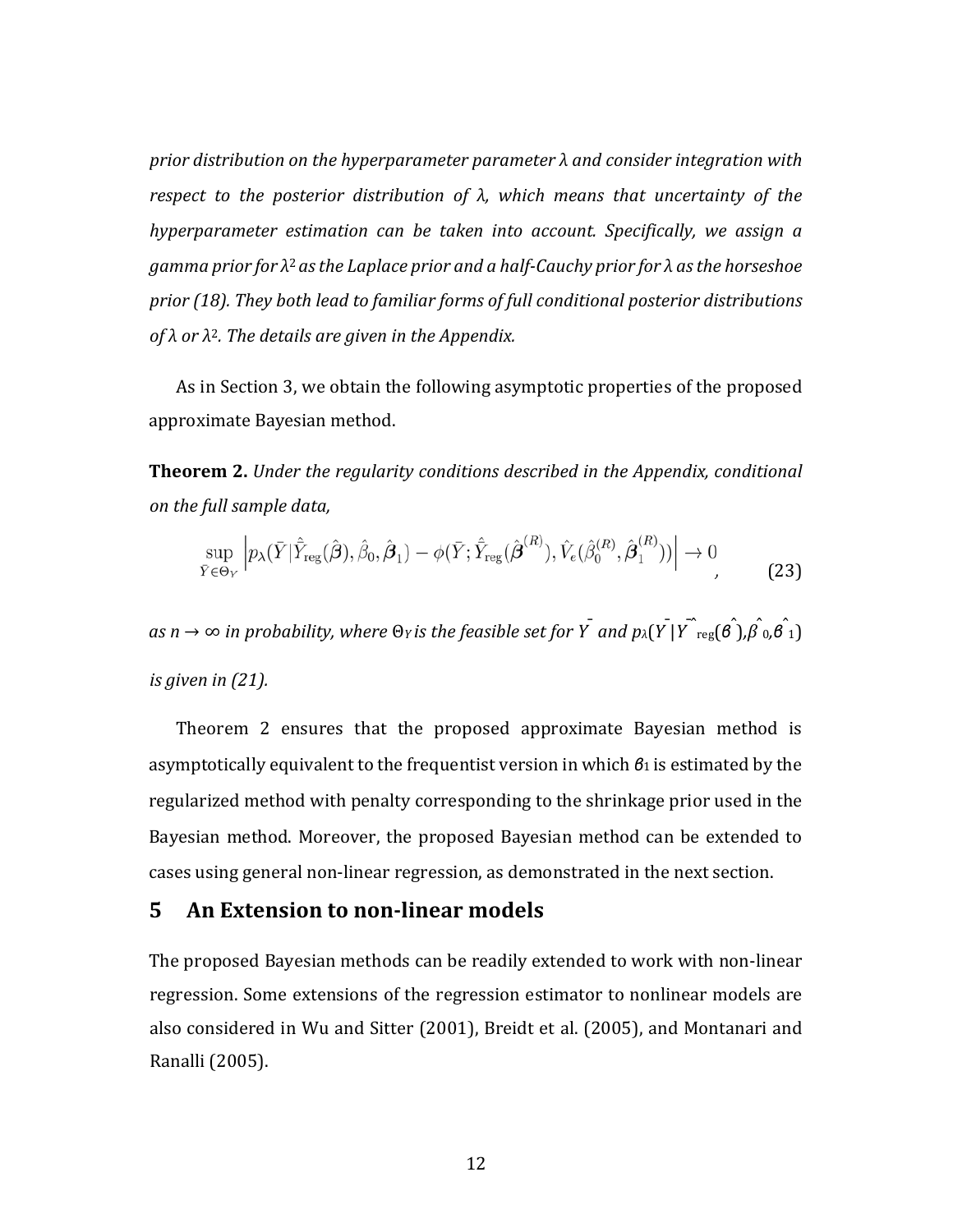*prior distribution on the hyperparameter parameter λ and consider integration with respect to the posterior distribution of λ, which means that uncertainty of the hyperparameter estimation can be taken into account. Specifically, we assign a gamma prior for $\lambda^2$ as the Laplace prior and a half-Cauchy prior for λ as the horseshoe prior (18). They both lead to familiar forms of full conditional posterior distributions of λ or $\lambda^2$. The details are given in the Appendix.*

As in Section 3, we obtain the following asymptotic properties of the proposed approximate Bayesian method.

**Theorem 2.** *Under the regularity conditions described in the Appendix, conditional on the full sample data,*

$$\sup_{\bar{Y} \in \Theta_Y} \left| p_\lambda(\bar{Y} | \hat{\bar{Y}}_{\rm reg}(\hat{\boldsymbol{\beta}}), \hat{\beta}_0, \hat{\boldsymbol{\beta}}_1) - \phi(\bar{Y}; \hat{\bar{Y}}_{\rm reg}(\hat{\boldsymbol{\beta}}^{(R)}), \hat{V}_e(\hat{\beta}_0^{(R)}, \hat{\boldsymbol{\beta}}_1^{(R)})) \right| \to 0, \tag{23}$$

*as $n \to \infty$ in probability, where $\Theta_Y$ is the feasible set for $\bar{Y}$ and $p_\lambda(\bar{Y} | \hat{\bar{Y}}_{\rm reg}(\hat{\boldsymbol{\beta}}), \hat{\beta}_0, \hat{\boldsymbol{\beta}}_1)$ is given in (21).*

Theorem 2 ensures that the proposed approximate Bayesian method is asymptotically equivalent to the frequentist version in which $\boldsymbol{\beta}_1$ is estimated by the regularized method with penalty corresponding to the shrinkage prior used in the Bayesian method. Moreover, the proposed Bayesian method can be extended to cases using general non-linear regression, as demonstrated in the next section.

## 5 An Extension to non-linear models

The proposed Bayesian methods can be readily extended to work with non-linear regression. Some extensions of the regression estimator to nonlinear models are also considered in Wu and Sitter (2001), Breidt et al. (2005), and Montanari and Ranalli (2005).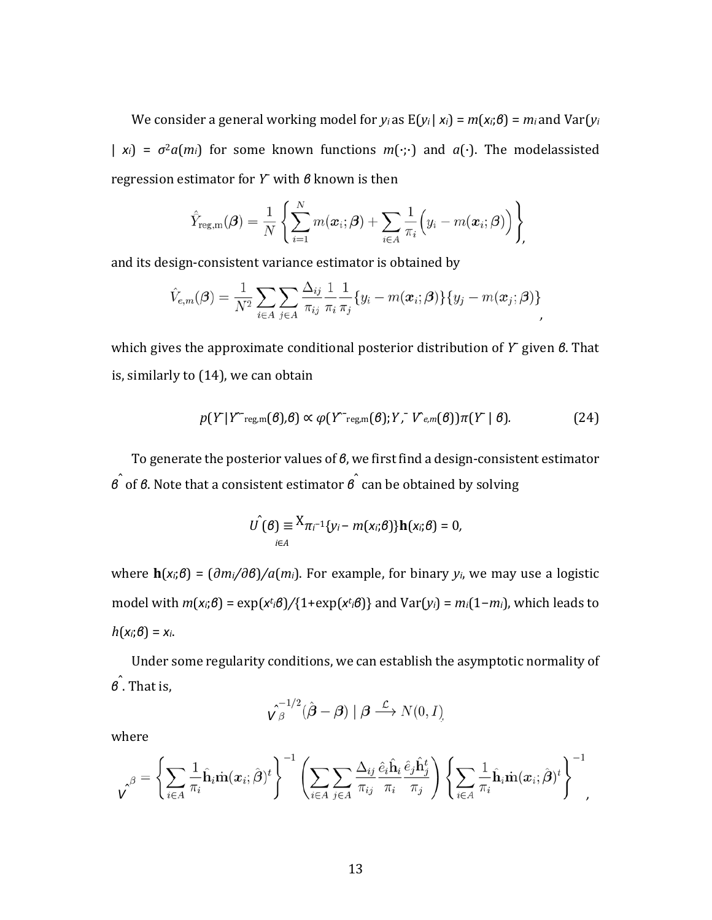We consider a general working model for $y_i$ as $E(y_i \mid x_i) = m(x_i;\beta) = m_i$ and $\text{Var}(y_i \mid x_i) = \sigma^2 a(m_i)$ for some known functions $m(\cdot;\cdot)$ and $a(\cdot)$. The modelassisted regression estimator for $\bar{Y}$ with $\beta$ known is then

$$\hat{\bar{Y}}_{\text{reg,m}}(\boldsymbol{\beta}) = \frac{1}{N}\left\{\sum_{i=1}^{N} m(\boldsymbol{x}_i;\boldsymbol{\beta}) + \sum_{i\in A}\frac{1}{\pi_i}\Big(y_i - m(\boldsymbol{x}_i;\boldsymbol{\beta})\Big)\right\},$$

and its design-consistent variance estimator is obtained by

$$\hat{V}_{e,m}(\boldsymbol{\beta}) = \frac{1}{N^2}\sum_{i\in A}\sum_{j\in A}\frac{\Delta_{ij}}{\pi_{ij}}\frac{1}{\pi_i}\frac{1}{\pi_j}\{y_i - m(\boldsymbol{x}_i;\boldsymbol{\beta})\}\{y_j - m(\boldsymbol{x}_j;\boldsymbol{\beta})\},$$

which gives the approximate conditional posterior distribution of $\bar{Y}$ given $\beta$. That is, similarly to (14), we can obtain

$$p(\bar{Y} \mid \hat{\bar{Y}}_{\text{reg,m}}(\beta),\beta) \propto \phi(\hat{\bar{Y}}_{\text{reg,m}}(\beta);\bar{Y},\hat{V}_{e,m}(\beta))\pi(\bar{Y} \mid \beta). \tag{24}$$

To generate the posterior values of $\beta$, we first find a design-consistent estimator $\hat{\beta}$ of $\beta$. Note that a consistent estimator $\hat{\beta}$ can be obtained by solving

$$\hat{U}(\beta) \equiv \sum_{i\in A}\pi_i^{-1}\{y_i - m(x_i;\beta)\}\mathbf{h}(x_i;\beta) = 0,$$

where $\mathbf{h}(x_i;\beta) = (\partial m_i/\partial\beta)/a(m_i)$. For example, for binary $y_i$, we may use a logistic model with $m(x_i;\beta) = \exp(x_i^t\beta)/\{1+\exp(x_i^t\beta)\}$ and $\text{Var}(y_i) = m_i(1-m_i)$, which leads to $h(x_i;\beta) = x_i$.

Under some regularity conditions, we can establish the asymptotic normality of $\hat{\beta}$. That is,

$$\hat{V}_{\beta}^{-1/2}(\hat{\boldsymbol{\beta}} - \boldsymbol{\beta}) \mid \boldsymbol{\beta} \xrightarrow{\mathcal{L}} N(0, I),$$

where

$$\hat{V}_{\beta} = \left\{\sum_{i\in A}\frac{1}{\pi_i}\hat{\mathbf{h}}_i\dot{\mathbf{m}}(\boldsymbol{x}_i;\hat{\boldsymbol{\beta}})^t\right\}^{-1}\left(\sum_{i\in A}\sum_{j\in A}\frac{\Delta_{ij}}{\pi_{ij}}\frac{\hat{e}_i\hat{\mathbf{h}}_i}{\pi_i}\frac{\hat{e}_j\hat{\mathbf{h}}_j^t}{\pi_j}\right)\left\{\sum_{i\in A}\frac{1}{\pi_i}\hat{\mathbf{h}}_i\dot{\mathbf{m}}(\boldsymbol{x}_i;\hat{\boldsymbol{\beta}})^t\right\}^{-1},$$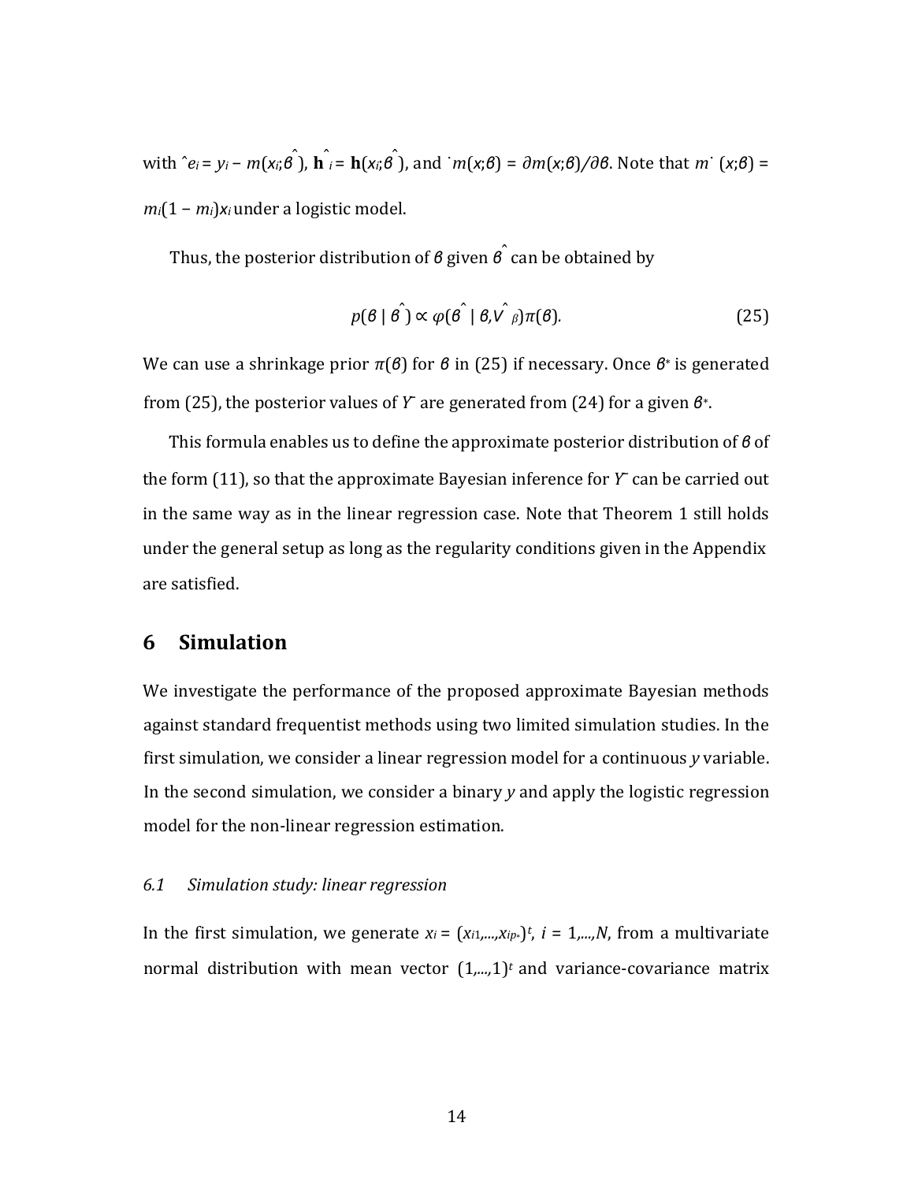with $\hat{e}_i = y_i - m(x_i;\hat{\beta})$, $\hat{\mathbf{h}}_i = \mathbf{h}(x_i;\hat{\beta})$, and $\dot{m}(x;\beta) = \partial m(x;\beta)/\partial\beta$. Note that $\dot{m}(x;\beta) = m_i(1 - m_i)x_i$ under a logistic model.

Thus, the posterior distribution of $\beta$ given $\hat{\beta}$ can be obtained by

$$p(\beta \mid \hat{\beta}) \propto \varphi(\hat{\beta} \mid \beta, \hat{V}_\beta)\pi(\beta). \tag{25}$$

We can use a shrinkage prior $\pi(\beta)$ for $\beta$ in (25) if necessary. Once $\beta^*$ is generated from (25), the posterior values of $\bar{Y}$ are generated from (24) for a given $\beta^*$.

This formula enables us to define the approximate posterior distribution of $\beta$ of the form (11), so that the approximate Bayesian inference for $\bar{Y}$ can be carried out in the same way as in the linear regression case. Note that Theorem 1 still holds under the general setup as long as the regularity conditions given in the Appendix are satisfied.

## 6 Simulation

We investigate the performance of the proposed approximate Bayesian methods against standard frequentist methods using two limited simulation studies. In the first simulation, we consider a linear regression model for a continuous $y$ variable. In the second simulation, we consider a binary $y$ and apply the logistic regression model for the non-linear regression estimation.

### *6.1 Simulation study: linear regression*

In the first simulation, we generate $x_i = (x_{i1},...,x_{ip^*})^t$, $i = 1,...,N$, from a multivariate normal distribution with mean vector $(1,...,1)^t$ and variance-covariance matrix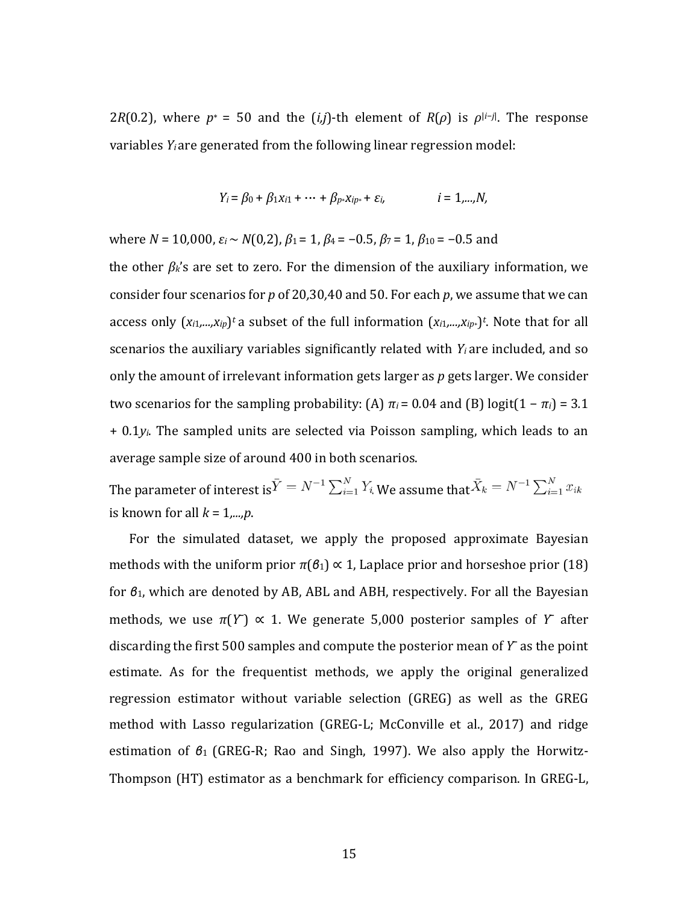$2R(0.2)$, where $p^* = 50$ and the $(i,j)$-th element of $R(\rho)$ is $\rho^{|i-j|}$. The response variables $Y_i$ are generated from the following linear regression model:

$$Y_i = \beta_0 + \beta_1 x_{i1} + \cdots + \beta_{p^*} x_{ip^*} + \varepsilon_i, \qquad i = 1,\dots,N,$$

where $N = 10{,}000$, $\varepsilon_i \sim N(0,2)$, $\beta_1 = 1$, $\beta_4 = -0.5$, $\beta_7 = 1$, $\beta_{10} = -0.5$ and the other $\beta_k$'s are set to zero. For the dimension of the auxiliary information, we consider four scenarios for $p$ of 20,30,40 and 50. For each $p$, we assume that we can access only $(x_{i1},\dots,x_{ip})^t$ a subset of the full information $(x_{i1},\dots,x_{ip^*})^t$. Note that for all scenarios the auxiliary variables significantly related with $Y_i$ are included, and so only the amount of irrelevant information gets larger as $p$ gets larger. We consider two scenarios for the sampling probability: (A) $\pi_i = 0.04$ and (B) $\text{logit}(1 - \pi_i) = 3.1 + 0.1y_i$. The sampled units are selected via Poisson sampling, which leads to an average sample size of around 400 in both scenarios.

The parameter of interest is $\bar{Y} = N^{-1}\sum_{i=1}^{N} Y_i$. We assume that $\bar{X}_k = N^{-1}\sum_{i=1}^{N} x_{ik}$ is known for all $k = 1,\dots,p$.

For the simulated dataset, we apply the proposed approximate Bayesian methods with the uniform prior $\pi(\theta_1) \propto 1$, Laplace prior and horseshoe prior (18) for $\theta_1$, which are denoted by AB, ABL and ABH, respectively. For all the Bayesian methods, we use $\pi(\bar{Y}) \propto 1$. We generate 5,000 posterior samples of $\bar{Y}$ after discarding the first 500 samples and compute the posterior mean of $\bar{Y}$ as the point estimate. As for the frequentist methods, we apply the original generalized regression estimator without variable selection (GREG) as well as the GREG method with Lasso regularization (GREG-L; McConville et al., 2017) and ridge estimation of $\theta_1$ (GREG-R; Rao and Singh, 1997). We also apply the Horwitz-Thompson (HT) estimator as a benchmark for efficiency comparison. In GREG-L,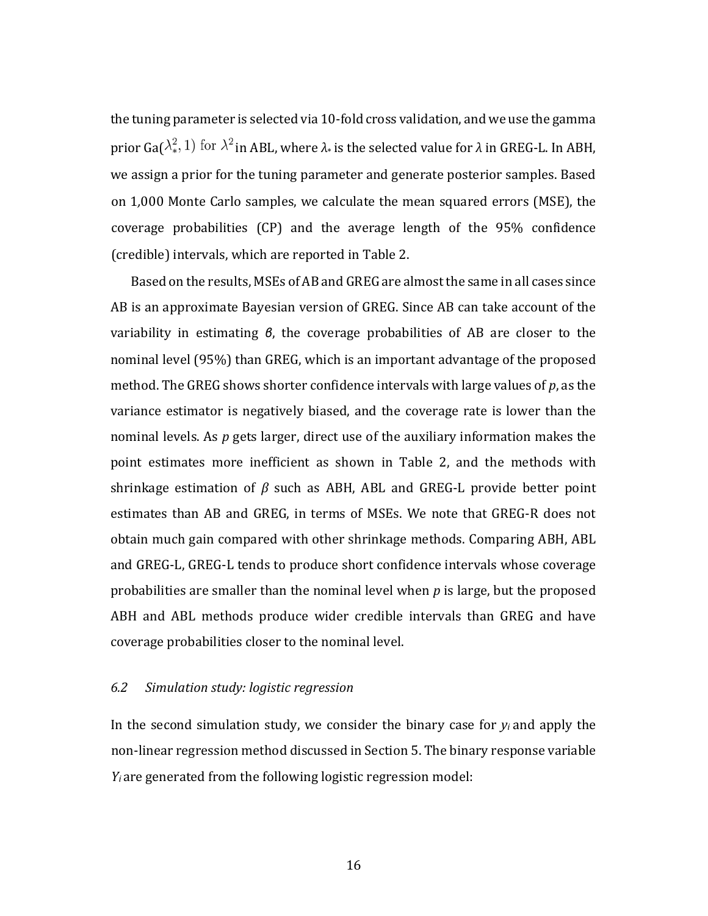the tuning parameter is selected via 10-fold cross validation, and we use the gamma prior Ga($\lambda_*^2, 1$) for $\lambda^2$ in ABL, where $\lambda_*$ is the selected value for $\lambda$ in GREG-L. In ABH, we assign a prior for the tuning parameter and generate posterior samples. Based on 1,000 Monte Carlo samples, we calculate the mean squared errors (MSE), the coverage probabilities (CP) and the average length of the 95% confidence (credible) intervals, which are reported in Table 2.

Based on the results, MSEs of AB and GREG are almost the same in all cases since AB is an approximate Bayesian version of GREG. Since AB can take account of the variability in estimating $\beta$, the coverage probabilities of AB are closer to the nominal level (95%) than GREG, which is an important advantage of the proposed method. The GREG shows shorter confidence intervals with large values of $p$, as the variance estimator is negatively biased, and the coverage rate is lower than the nominal levels. As $p$ gets larger, direct use of the auxiliary information makes the point estimates more inefficient as shown in Table 2, and the methods with shrinkage estimation of $\beta$ such as ABH, ABL and GREG-L provide better point estimates than AB and GREG, in terms of MSEs. We note that GREG-R does not obtain much gain compared with other shrinkage methods. Comparing ABH, ABL and GREG-L, GREG-L tends to produce short confidence intervals whose coverage probabilities are smaller than the nominal level when $p$ is large, but the proposed ABH and ABL methods produce wider credible intervals than GREG and have coverage probabilities closer to the nominal level.

### 6.2 *Simulation study: logistic regression*

In the second simulation study, we consider the binary case for $y_i$ and apply the non-linear regression method discussed in Section 5. The binary response variable $Y_i$ are generated from the following logistic regression model: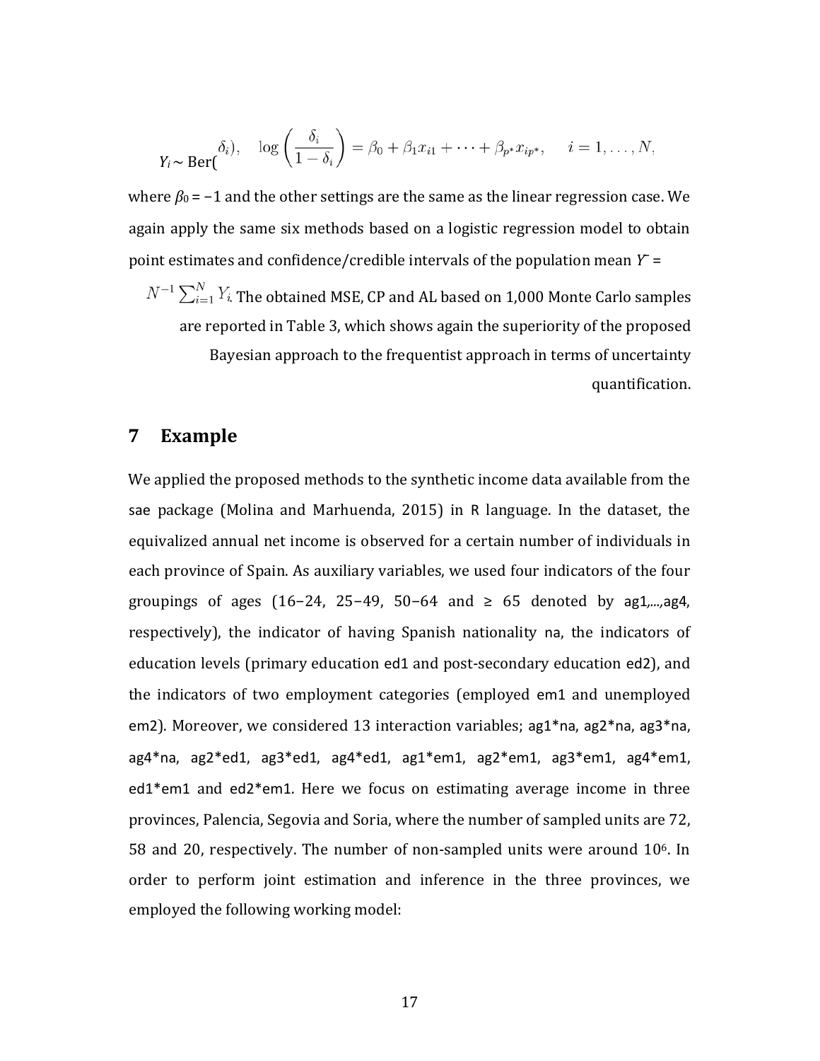$$Y_i \sim \text{Ber}(\delta_i), \quad \log\left(\frac{\delta_i}{1-\delta_i}\right) = \beta_0 + \beta_1 x_{i1} + \cdots + \beta_{p^*} x_{ip^*}, \quad i = 1, \ldots, N,$$

where $\beta_0 = -1$ and the other settings are the same as the linear regression case. We again apply the same six methods based on a logistic regression model to obtain point estimates and confidence/credible intervals of the population mean $\bar{Y} = N^{-1}\sum_{i=1}^{N} Y_i$. The obtained MSE, CP and AL based on 1,000 Monte Carlo samples are reported in Table 3, which shows again the superiority of the proposed Bayesian approach to the frequentist approach in terms of uncertainty quantification.

## 7 Example

We applied the proposed methods to the synthetic income data available from the sae package (Molina and Marhuenda, 2015) in R language. In the dataset, the equivalized annual net income is observed for a certain number of individuals in each province of Spain. As auxiliary variables, we used four indicators of the four groupings of ages (16−24, 25−49, 50−64 and ≥ 65 denoted by ag1,...,ag4, respectively), the indicator of having Spanish nationality na, the indicators of education levels (primary education ed1 and post-secondary education ed2), and the indicators of two employment categories (employed em1 and unemployed em2). Moreover, we considered 13 interaction variables; ag1*na, ag2*na, ag3*na, ag4*na, ag2*ed1, ag3*ed1, ag4*ed1, ag1*em1, ag2*em1, ag3*em1, ag4*em1, ed1*em1 and ed2*em1. Here we focus on estimating average income in three provinces, Palencia, Segovia and Soria, where the number of sampled units are 72, 58 and 20, respectively. The number of non-sampled units were around $10^6$. In order to perform joint estimation and inference in the three provinces, we employed the following working model: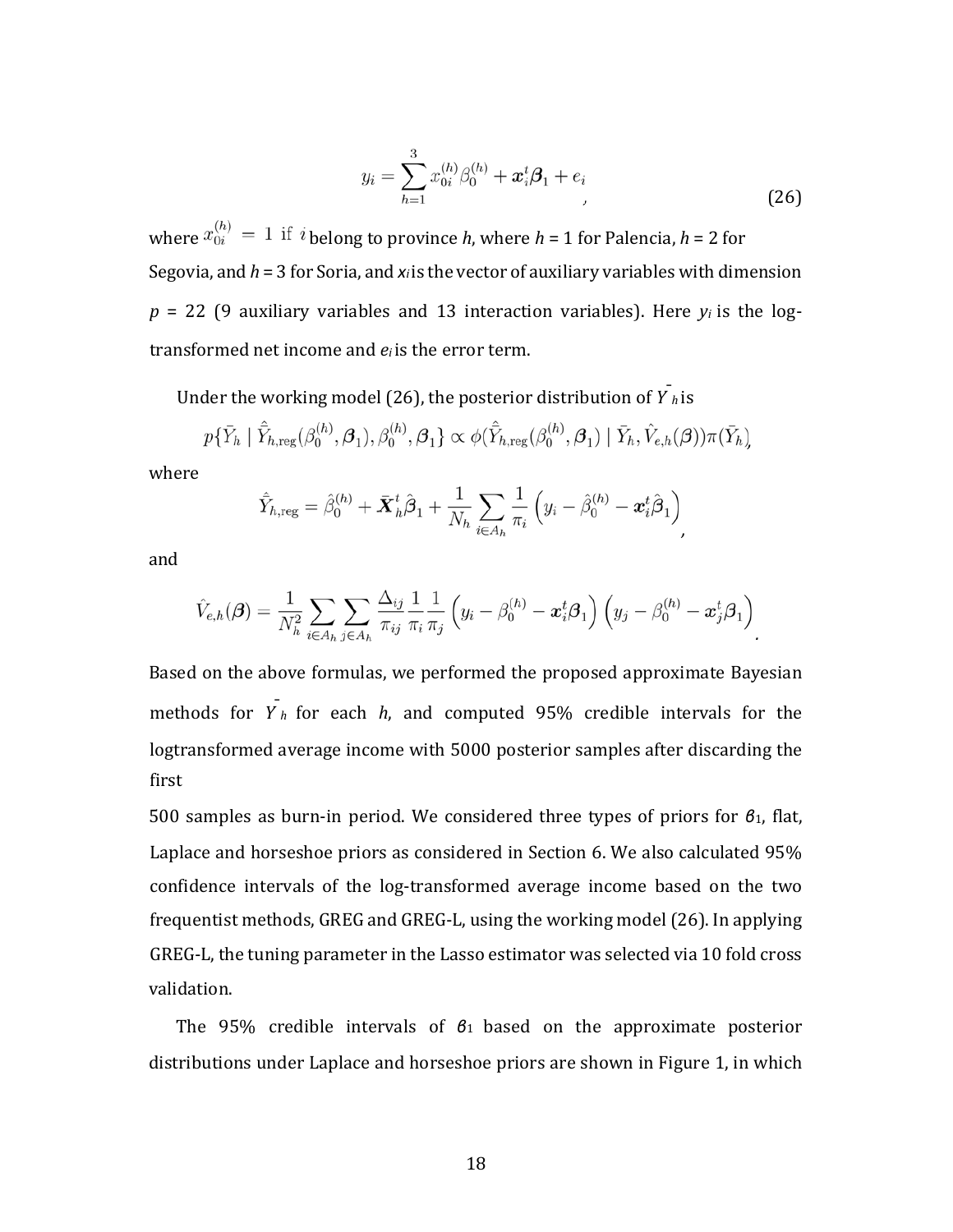$$y_i = \sum_{h=1}^{3} x_{0i}^{(h)} \beta_0^{(h)} + \boldsymbol{x}_i^t \boldsymbol{\beta}_1 + e_i \quad , \tag{26}$$

where $x_{0i}^{(h)} = 1$ if $i$ belong to province $h$, where $h$ = 1 for Palencia, $h$ = 2 for Segovia, and $h$ = 3 for Soria, and $x_i$ is the vector of auxiliary variables with dimension $p$ = 22 (9 auxiliary variables and 13 interaction variables). Here $y_i$ is the log-transformed net income and $e_i$ is the error term.

Under the working model (26), the posterior distribution of $\bar{Y}_h$ is

$$p\{\bar{Y}_h \mid \hat{\bar{Y}}_{h,\text{reg}}(\beta_0^{(h)}, \boldsymbol{\beta}_1), \beta_0^{(h)}, \boldsymbol{\beta}_1\} \propto \phi(\hat{\bar{Y}}_{h,\text{reg}}(\beta_0^{(h)}, \boldsymbol{\beta}_1) \mid \bar{Y}_h, \hat{V}_{e,h}(\boldsymbol{\beta}))\pi(\bar{Y}_h),$$

where

$$\hat{\bar{Y}}_{h,\text{reg}} = \hat{\beta}_0^{(h)} + \bar{\boldsymbol{X}}_h^t \hat{\boldsymbol{\beta}}_1 + \frac{1}{N_h} \sum_{i \in A_h} \frac{1}{\pi_i} \left( y_i - \hat{\beta}_0^{(h)} - \boldsymbol{x}_i^t \hat{\boldsymbol{\beta}}_1 \right),$$

and

$$\hat{V}_{e,h}(\boldsymbol{\beta}) = \frac{1}{N_h^2} \sum_{i \in A_h} \sum_{j \in A_h} \frac{\Delta_{ij}}{\pi_{ij}} \frac{1}{\pi_i} \frac{1}{\pi_j} \left( y_i - \beta_0^{(h)} - \boldsymbol{x}_i^t \boldsymbol{\beta}_1 \right) \left( y_j - \beta_0^{(h)} - \boldsymbol{x}_j^t \boldsymbol{\beta}_1 \right).$$

Based on the above formulas, we performed the proposed approximate Bayesian methods for $\bar{Y}_h$ for each $h$, and computed 95% credible intervals for the logtransformed average income with 5000 posterior samples after discarding the first 500 samples as burn-in period. We considered three types of priors for $\beta_1$, flat, Laplace and horseshoe priors as considered in Section 6. We also calculated 95% confidence intervals of the log-transformed average income based on the two frequentist methods, GREG and GREG-L, using the working model (26). In applying GREG-L, the tuning parameter in the Lasso estimator was selected via 10 fold cross validation.

The 95% credible intervals of $\beta_1$ based on the approximate posterior distributions under Laplace and horseshoe priors are shown in Figure 1, in which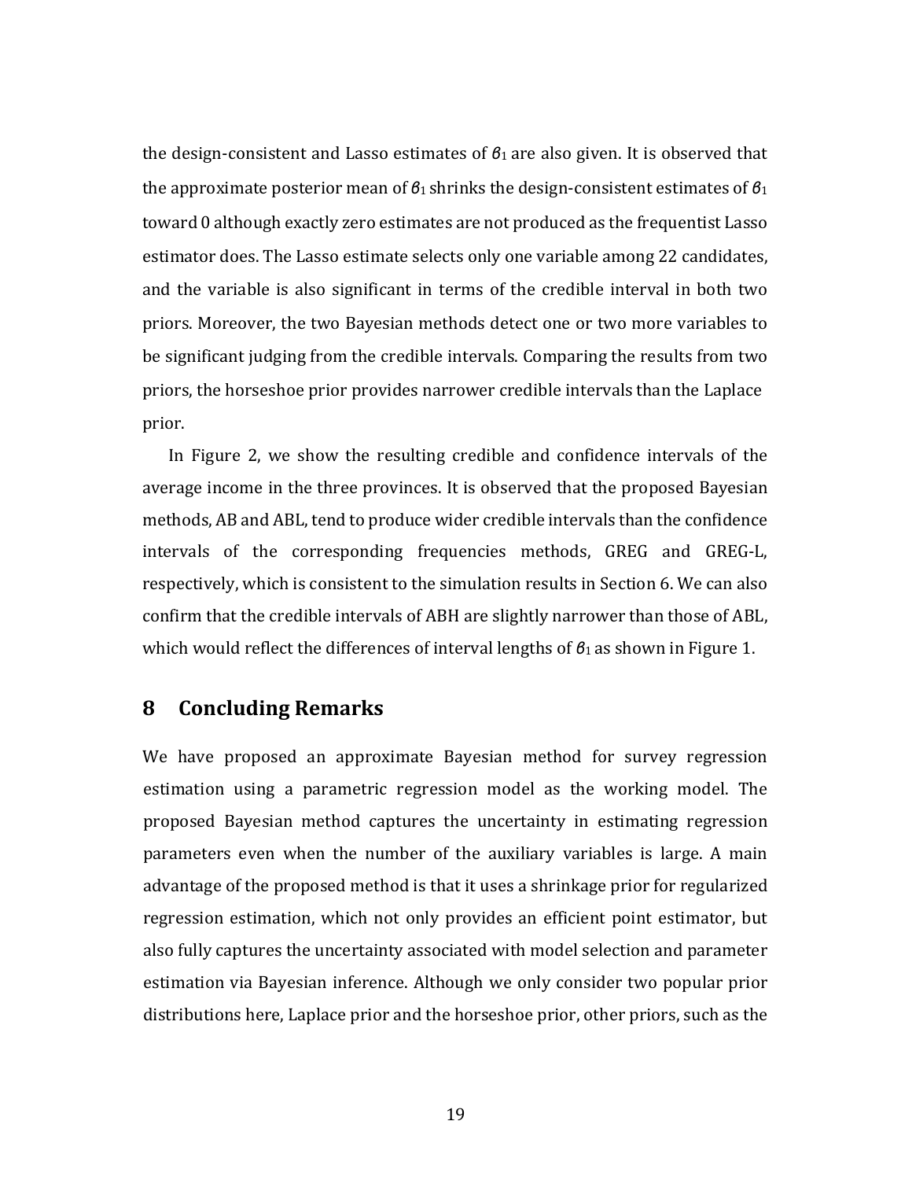the design-consistent and Lasso estimates of $\beta_1$ are also given. It is observed that the approximate posterior mean of $\beta_1$ shrinks the design-consistent estimates of $\beta_1$ toward 0 although exactly zero estimates are not produced as the frequentist Lasso estimator does. The Lasso estimate selects only one variable among 22 candidates, and the variable is also significant in terms of the credible interval in both two priors. Moreover, the two Bayesian methods detect one or two more variables to be significant judging from the credible intervals. Comparing the results from two priors, the horseshoe prior provides narrower credible intervals than the Laplace prior.

In Figure 2, we show the resulting credible and confidence intervals of the average income in the three provinces. It is observed that the proposed Bayesian methods, AB and ABL, tend to produce wider credible intervals than the confidence intervals of the corresponding frequencies methods, GREG and GREG-L, respectively, which is consistent to the simulation results in Section 6. We can also confirm that the credible intervals of ABH are slightly narrower than those of ABL, which would reflect the differences of interval lengths of $\beta_1$ as shown in Figure 1.

## 8 Concluding Remarks

We have proposed an approximate Bayesian method for survey regression estimation using a parametric regression model as the working model. The proposed Bayesian method captures the uncertainty in estimating regression parameters even when the number of the auxiliary variables is large. A main advantage of the proposed method is that it uses a shrinkage prior for regularized regression estimation, which not only provides an efficient point estimator, but also fully captures the uncertainty associated with model selection and parameter estimation via Bayesian inference. Although we only consider two popular prior distributions here, Laplace prior and the horseshoe prior, other priors, such as the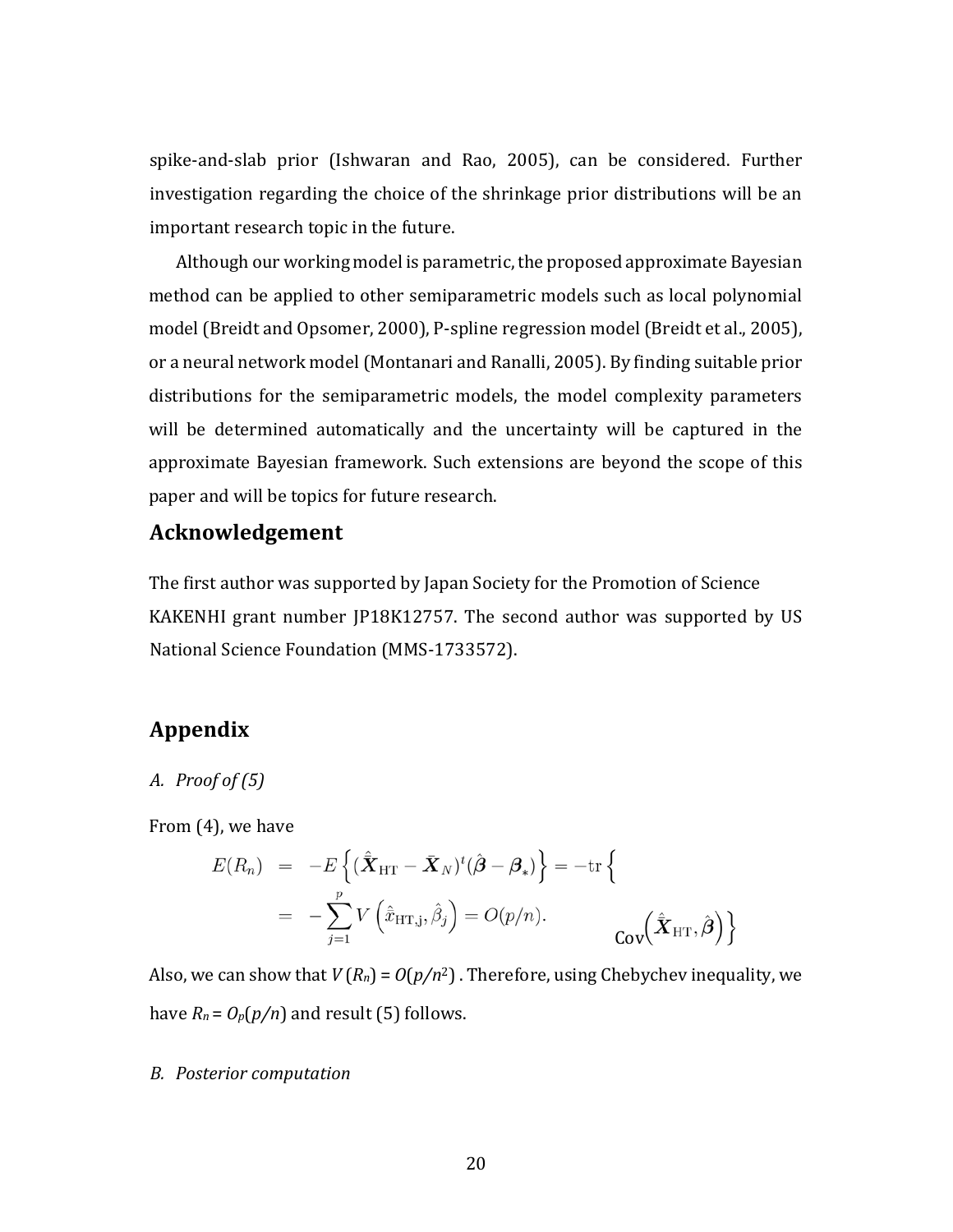spike-and-slab prior (Ishwaran and Rao, 2005), can be considered. Further investigation regarding the choice of the shrinkage prior distributions will be an important research topic in the future.

Although our working model is parametric, the proposed approximate Bayesian method can be applied to other semiparametric models such as local polynomial model (Breidt and Opsomer, 2000), P-spline regression model (Breidt et al., 2005), or a neural network model (Montanari and Ranalli, 2005). By finding suitable prior distributions for the semiparametric models, the model complexity parameters will be determined automatically and the uncertainty will be captured in the approximate Bayesian framework. Such extensions are beyond the scope of this paper and will be topics for future research.

## Acknowledgement

The first author was supported by Japan Society for the Promotion of Science KAKENHI grant number JP18K12757. The second author was supported by US National Science Foundation (MMS-1733572).

## Appendix

*A. Proof of (5)*

From (4), we have

$$
\begin{aligned}
E(R_n) &= -E\left\{(\hat{\bar{\boldsymbol{X}}}_{\mathrm{HT}} - \bar{\boldsymbol{X}}_N)^t(\hat{\boldsymbol{\beta}} - \boldsymbol{\beta}_*)\right\} = -\mathrm{tr}\left\{\mathrm{Cov}\left(\hat{\bar{\boldsymbol{X}}}_{\mathrm{HT}}, \hat{\boldsymbol{\beta}}\right)\right\} \\
&= -\sum_{j=1}^{p} V\left(\hat{\bar{x}}_{\mathrm{HT,j}}, \hat{\beta}_j\right) = O(p/n).
\end{aligned}
$$

Also, we can show that $V(R_n) = O(p/n^2)$. Therefore, using Chebychev inequality, we have $R_n = O_p(p/n)$ and result (5) follows.

*B. Posterior computation*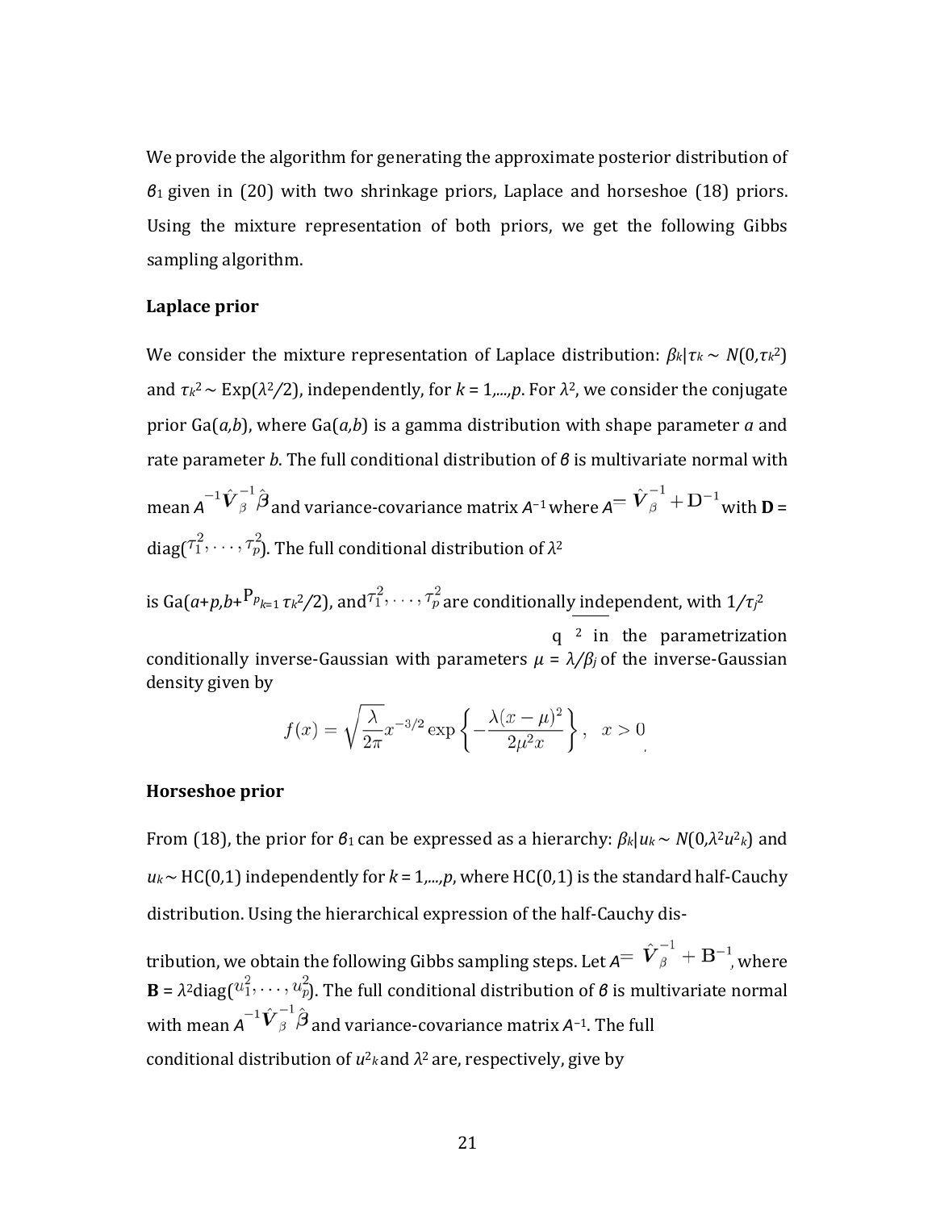We provide the algorithm for generating the approximate posterior distribution of $\beta_1$ given in (20) with two shrinkage priors, Laplace and horseshoe (18) priors. Using the mixture representation of both priors, we get the following Gibbs sampling algorithm.

**Laplace prior**

We consider the mixture representation of Laplace distribution: $\beta_k|\tau_k \sim N(0,\tau_k^2)$ and $\tau_k^2 \sim \text{Exp}(\lambda^2/2)$, independently, for $k = 1,...,p$. For $\lambda^2$, we consider the conjugate prior Ga($a,b$), where Ga($a,b$) is a gamma distribution with shape parameter $a$ and rate parameter $b$. The full conditional distribution of $\beta$ is multivariate normal with mean $A^{-1}\hat{\boldsymbol{V}}_\beta^{-1}\hat{\boldsymbol{\beta}}$ and variance-covariance matrix $A^{-1}$ where $A = \hat{\boldsymbol{V}}_\beta^{-1} + \mathbf{D}^{-1}$ with $\mathbf{D}$ = diag$(\tau_1^2, \cdots, \tau_p^2)$. The full conditional distribution of $\lambda^2$ is Ga$(a+p, b+\sum_{k=1}^{p} \tau_k^2/2)$, and $\tau_1^2, \cdots, \tau_p^2$ are conditionally independent, with $1/\tau_j^2$ conditionally inverse-Gaussian with parameters $\mu = \sqrt{\lambda^2/\beta_j^2}$ in the parametrization of the inverse-Gaussian density given by

$$f(x) = \sqrt{\frac{\lambda}{2\pi}} x^{-3/2} \exp\left\{-\frac{\lambda(x-\mu)^2}{2\mu^2 x}\right\}, \quad x > 0$$

**Horseshoe prior**

From (18), the prior for $\beta_1$ can be expressed as a hierarchy: $\beta_k|u_k \sim N(0,\lambda^2 u_k^2)$ and $u_k \sim \text{HC}(0,1)$ independently for $k = 1,...,p$, where HC(0,1) is the standard half-Cauchy distribution. Using the hierarchical expression of the half-Cauchy distribution, we obtain the following Gibbs sampling steps. Let $A = \hat{\boldsymbol{V}}_\beta^{-1} + \mathbf{B}^{-1}$, where $\mathbf{B} = \lambda^2\text{diag}(u_1^2, \cdots, u_p^2)$. The full conditional distribution of $\beta$ is multivariate normal with mean $A^{-1}\hat{\boldsymbol{V}}_\beta^{-1}\hat{\boldsymbol{\beta}}$ and variance-covariance matrix $A^{-1}$. The full conditional distribution of $u_k^2$ and $\lambda^2$ are, respectively, give by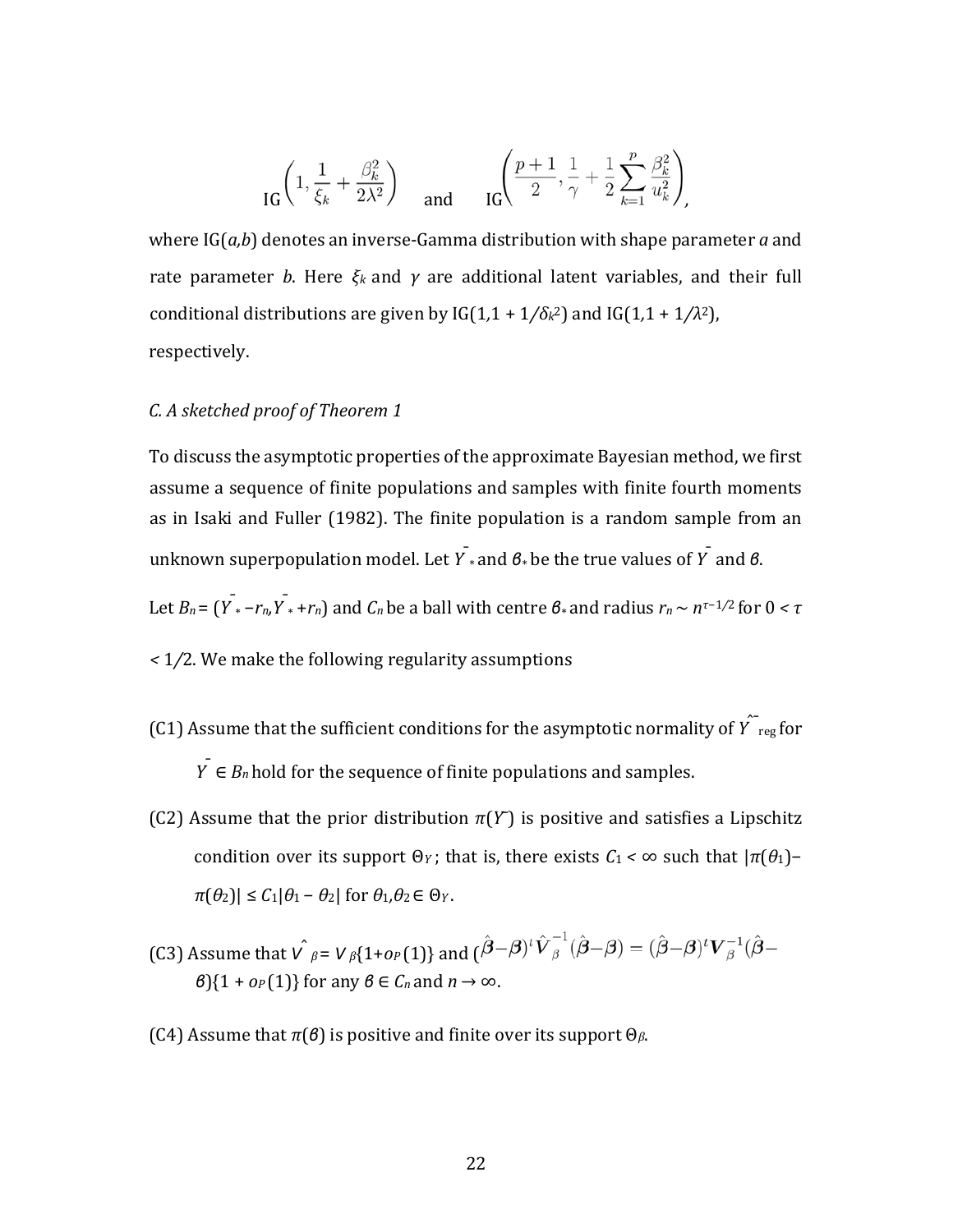$$\mathrm{IG}\left(1, \frac{1}{\xi_k} + \frac{\beta_k^2}{2\lambda^2}\right) \quad \text{and} \quad \mathrm{IG}\left(\frac{p+1}{2}, \frac{1}{\gamma} + \frac{1}{2}\sum_{k=1}^{p} \frac{\beta_k^2}{u_k^2}\right),$$

where IG($a,b$) denotes an inverse-Gamma distribution with shape parameter $a$ and rate parameter $b$. Here $\xi_k$ and $\gamma$ are additional latent variables, and their full conditional distributions are given by IG($1, 1 + 1/\delta_k^2$) and IG($1, 1 + 1/\lambda^2$), respectively.

*C. A sketched proof of Theorem 1*

To discuss the asymptotic properties of the approximate Bayesian method, we first assume a sequence of finite populations and samples with finite fourth moments as in Isaki and Fuller (1982). The finite population is a random sample from an unknown superpopulation model. Let $\bar{Y}_*$ and $\boldsymbol{\beta}_*$ be the true values of $\bar{Y}$ and $\boldsymbol{\beta}$.

Let $B_n = (\bar{Y}_* - r_n, \bar{Y}_* + r_n)$ and $C_n$ be a ball with centre $\boldsymbol{\beta}_*$ and radius $r_n \sim n^{\tau-1/2}$ for $0 < \tau < 1/2$. We make the following regularity assumptions

(C1) Assume that the sufficient conditions for the asymptotic normality of $\hat{\bar{Y}}_{\mathrm{reg}}$ for $\bar{Y} \in B_n$ hold for the sequence of finite populations and samples.

(C2) Assume that the prior distribution $\pi(\bar{Y})$ is positive and satisfies a Lipschitz condition over its support $\Theta_Y$; that is, there exists $C_1 < \infty$ such that $|\pi(\theta_1) - \pi(\theta_2)| \le C_1|\theta_1 - \theta_2|$ for $\theta_1, \theta_2 \in \Theta_Y$.

(C3) Assume that $\hat{V}_\beta = V_\beta\{1 + o_P(1)\}$ and $(\hat{\boldsymbol{\beta}}-\boldsymbol{\beta})^t \hat{\boldsymbol{V}}_\beta^{-1}(\hat{\boldsymbol{\beta}}-\boldsymbol{\beta}) = (\hat{\boldsymbol{\beta}}-\boldsymbol{\beta})^t \boldsymbol{V}_\beta^{-1}(\hat{\boldsymbol{\beta}}-\boldsymbol{\beta})\{1 + o_P(1)\}$ for any $\boldsymbol{\beta} \in C_n$ and $n \to \infty$.

(C4) Assume that $\pi(\boldsymbol{\beta})$ is positive and finite over its support $\Theta_\beta$.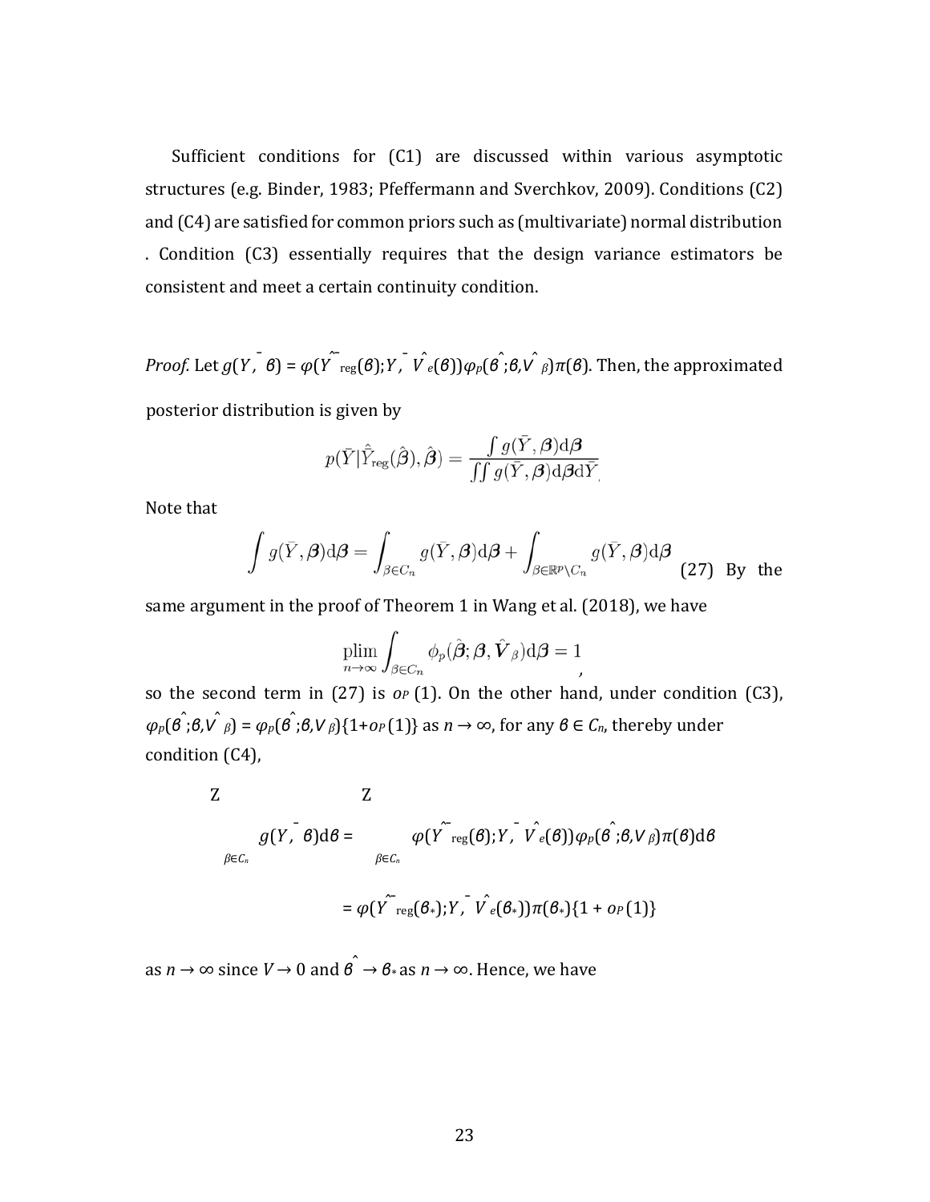Sufficient conditions for (C1) are discussed within various asymptotic structures (e.g. Binder, 1983; Pfeffermann and Sverchkov, 2009). Conditions (C2) and (C4) are satisfied for common priors such as (multivariate) normal distribution . Condition (C3) essentially requires that the design variance estimators be consistent and meet a certain continuity condition.

*Proof.* Let $g(\bar{Y},\boldsymbol{\beta}) = \phi(\hat{\bar{Y}}_{\text{reg}}(\boldsymbol{\beta});\bar{Y},\hat{V}_e(\boldsymbol{\beta}))\phi_p(\hat{\boldsymbol{\beta}};\boldsymbol{\beta},\hat{\boldsymbol{V}}_\beta)\pi(\boldsymbol{\beta})$. Then, the approximated posterior distribution is given by

$$p(\bar{Y}|\hat{\bar{Y}}_{\text{reg}}(\hat{\boldsymbol{\beta}}),\hat{\boldsymbol{\beta}}) = \frac{\int g(\bar{Y},\boldsymbol{\beta})\mathrm{d}\boldsymbol{\beta}}{\iint g(\bar{Y},\boldsymbol{\beta})\mathrm{d}\boldsymbol{\beta}\mathrm{d}\bar{Y}}.$$

Note that

$$\int g(\bar{Y},\boldsymbol{\beta})\mathrm{d}\boldsymbol{\beta} = \int_{\beta\in C_n} g(\bar{Y},\boldsymbol{\beta})\mathrm{d}\boldsymbol{\beta} + \int_{\beta\in\mathbb{R}^p\setminus C_n} g(\bar{Y},\boldsymbol{\beta})\mathrm{d}\boldsymbol{\beta} \quad (27)$$

By the same argument in the proof of Theorem 1 in Wang et al. (2018), we have

$$\operatorname*{plim}_{n\to\infty}\int_{\beta\in C_n}\phi_p(\hat{\boldsymbol{\beta}};\boldsymbol{\beta},\hat{\boldsymbol{V}}_\beta)\mathrm{d}\boldsymbol{\beta} = 1,$$

so the second term in (27) is $o_P(1)$. On the other hand, under condition (C3), $\phi_p(\hat{\boldsymbol{\beta}};\boldsymbol{\beta},\hat{\boldsymbol{V}}_\beta) = \phi_p(\hat{\boldsymbol{\beta}};\boldsymbol{\beta},\boldsymbol{V}_\beta)\{1+o_P(1)\}$ as $n\to\infty$, for any $\boldsymbol{\beta}\in C_n$, thereby under condition (C4),

$$\int_{\beta\in C_n} g(\bar{Y},\boldsymbol{\beta})\mathrm{d}\boldsymbol{\beta} = \int_{\beta\in C_n}\phi(\hat{\bar{Y}}_{\text{reg}}(\boldsymbol{\beta});\bar{Y},\hat{V}_e(\boldsymbol{\beta}))\phi_p(\hat{\boldsymbol{\beta}};\boldsymbol{\beta},\boldsymbol{V}_\beta)\pi(\boldsymbol{\beta})\mathrm{d}\boldsymbol{\beta}$$

$$= \phi(\hat{\bar{Y}}_{\text{reg}}(\boldsymbol{\beta}_*);\bar{Y},\hat{V}_e(\boldsymbol{\beta}_*))\pi(\boldsymbol{\beta}_*)\{1+o_P(1)\}$$

as $n\to\infty$ since $V\to 0$ and $\hat{\boldsymbol{\beta}}\to\boldsymbol{\beta}_*$ as $n\to\infty$. Hence, we have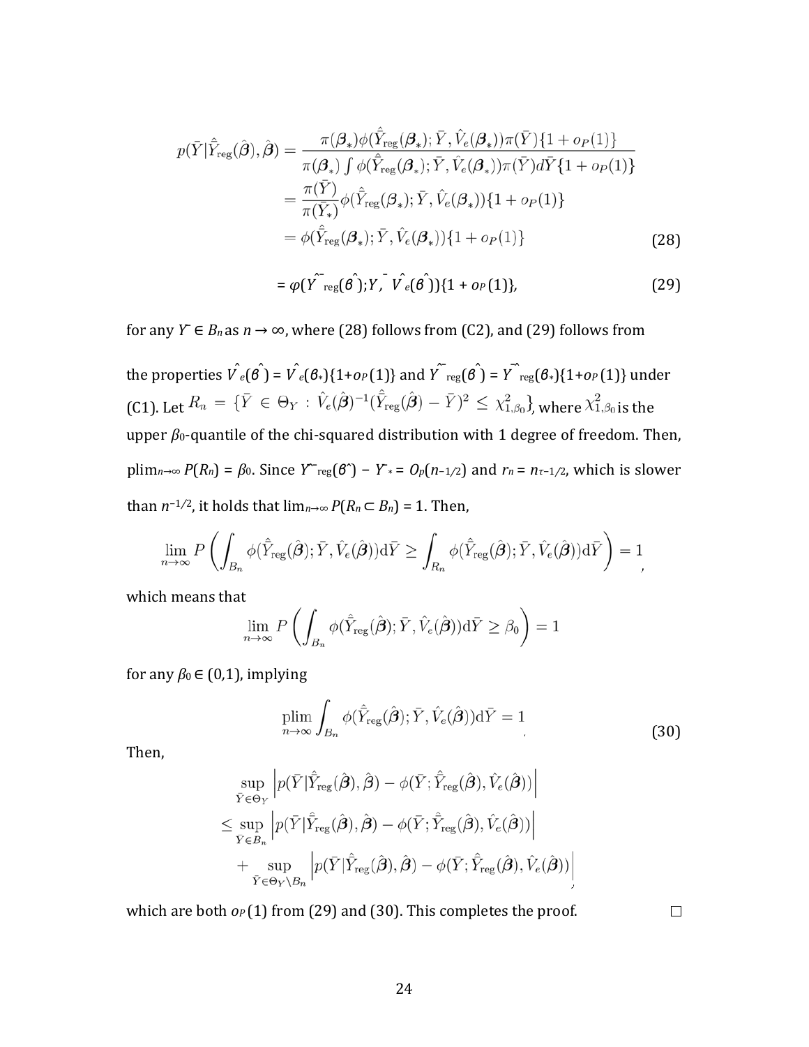$$
\begin{aligned}
p(\bar{Y}|\hat{\bar{Y}}_{\text{reg}}(\hat{\boldsymbol{\beta}}), \hat{\boldsymbol{\beta}}) &= \frac{\pi(\boldsymbol{\beta}_*)\phi(\hat{\bar{Y}}_{\text{reg}}(\boldsymbol{\beta}_*); \bar{Y}, \hat{V}_e(\boldsymbol{\beta}_*))\pi(\bar{Y})\{1+o_P(1)\}}{\pi(\boldsymbol{\beta}_*)\int \phi(\hat{\bar{Y}}_{\text{reg}}(\boldsymbol{\beta}_*); \bar{Y}, \hat{V}_e(\boldsymbol{\beta}_*))\pi(\bar{Y})d\bar{Y}\{1+o_P(1)\}} \\
&= \frac{\pi(\bar{Y})}{\pi(\bar{Y}_*)}\phi(\hat{\bar{Y}}_{\text{reg}}(\boldsymbol{\beta}_*); \bar{Y}, \hat{V}_e(\boldsymbol{\beta}_*))\{1+o_P(1)\} \\
&= \phi(\hat{\bar{Y}}_{\text{reg}}(\boldsymbol{\beta}_*); \bar{Y}, \hat{V}_e(\boldsymbol{\beta}_*))\{1+o_P(1)\} \qquad (28) \\
&= \phi(\hat{\bar{Y}}_{\text{reg}}(\hat{\boldsymbol{\beta}}); \bar{Y}, \hat{V}_e(\hat{\boldsymbol{\beta}}))\{1+o_P(1)\}, \qquad (29)
\end{aligned}
$$

for any $\bar{Y} \in B_n$ as $n \to \infty$, where (28) follows from (C2), and (29) follows from the properties $\hat{V}_e(\hat{\boldsymbol{\beta}}) = \hat{V}_e(\boldsymbol{\beta}_*)\{1+o_P(1)\}$ and $\hat{\bar{Y}}_{\text{reg}}(\hat{\boldsymbol{\beta}}) = \hat{\bar{Y}}_{\text{reg}}(\boldsymbol{\beta}_*)\{1+o_P(1)\}$ under (C1). Let $R_n = \{\bar{Y} \in \Theta_Y : \hat{V}_e(\hat{\boldsymbol{\beta}})^{-1}(\hat{\bar{Y}}_{\text{reg}}(\hat{\boldsymbol{\beta}}) - \bar{Y})^2 \le \chi^2_{1,\beta_0}\}$, where $\chi^2_{1,\beta_0}$ is the upper $\beta_0$-quantile of the chi-squared distribution with 1 degree of freedom. Then, $\text{plim}_{n\to\infty} P(R_n) = \beta_0$. Since $\hat{\bar{Y}}_{\text{reg}}(\hat{\boldsymbol{\beta}}) - \bar{Y}_* = O_p(n^{-1/2})$ and $r_n = n^{\tau-1/2}$, which is slower than $n^{-1/2}$, it holds that $\lim_{n\to\infty} P(R_n \subset B_n) = 1$. Then,

$$
\lim_{n\to\infty} P\left(\int_{B_n} \phi(\hat{\bar{Y}}_{\text{reg}}(\hat{\boldsymbol{\beta}}); \bar{Y}, \hat{V}_e(\hat{\boldsymbol{\beta}}))\mathrm{d}\bar{Y} \ge \int_{R_n} \phi(\hat{\bar{Y}}_{\text{reg}}(\hat{\boldsymbol{\beta}}); \bar{Y}, \hat{V}_e(\hat{\boldsymbol{\beta}}))\mathrm{d}\bar{Y}\right) = 1,
$$

which means that

$$
\lim_{n\to\infty} P\left(\int_{B_n} \phi(\hat{\bar{Y}}_{\text{reg}}(\hat{\boldsymbol{\beta}}); \bar{Y}, \hat{V}_e(\hat{\boldsymbol{\beta}}))\mathrm{d}\bar{Y} \ge \beta_0\right) = 1
$$

for any $\beta_0 \in (0,1)$, implying

$$
\text{plim}_{n\to\infty} \int_{B_n} \phi(\hat{\bar{Y}}_{\text{reg}}(\hat{\boldsymbol{\beta}}); \bar{Y}, \hat{V}_e(\hat{\boldsymbol{\beta}}))\mathrm{d}\bar{Y} = 1. \qquad (30)
$$

Then,

$$
\begin{aligned}
&\sup_{\bar{Y}\in\Theta_Y} \left| p(\bar{Y}|\hat{\bar{Y}}_{\text{reg}}(\hat{\boldsymbol{\beta}}), \hat{\boldsymbol{\beta}}) - \phi(\bar{Y}; \hat{\bar{Y}}_{\text{reg}}(\hat{\boldsymbol{\beta}}), \hat{V}_e(\hat{\boldsymbol{\beta}})) \right| \\
&\le \sup_{\bar{Y}\in B_n} \left| p(\bar{Y}|\hat{\bar{Y}}_{\text{reg}}(\hat{\boldsymbol{\beta}}), \hat{\boldsymbol{\beta}}) - \phi(\bar{Y}; \hat{\bar{Y}}_{\text{reg}}(\hat{\boldsymbol{\beta}}), \hat{V}_e(\hat{\boldsymbol{\beta}})) \right| \\
&\quad + \sup_{\bar{Y}\in\Theta_Y\setminus B_n} \left| p(\bar{Y}|\hat{\bar{Y}}_{\text{reg}}(\hat{\boldsymbol{\beta}}), \hat{\boldsymbol{\beta}}) - \phi(\bar{Y}; \hat{\bar{Y}}_{\text{reg}}(\hat{\boldsymbol{\beta}}), \hat{V}_e(\hat{\boldsymbol{\beta}})) \right|,
\end{aligned}
$$

which are both $o_P(1)$ from (29) and (30). This completes the proof. $\square$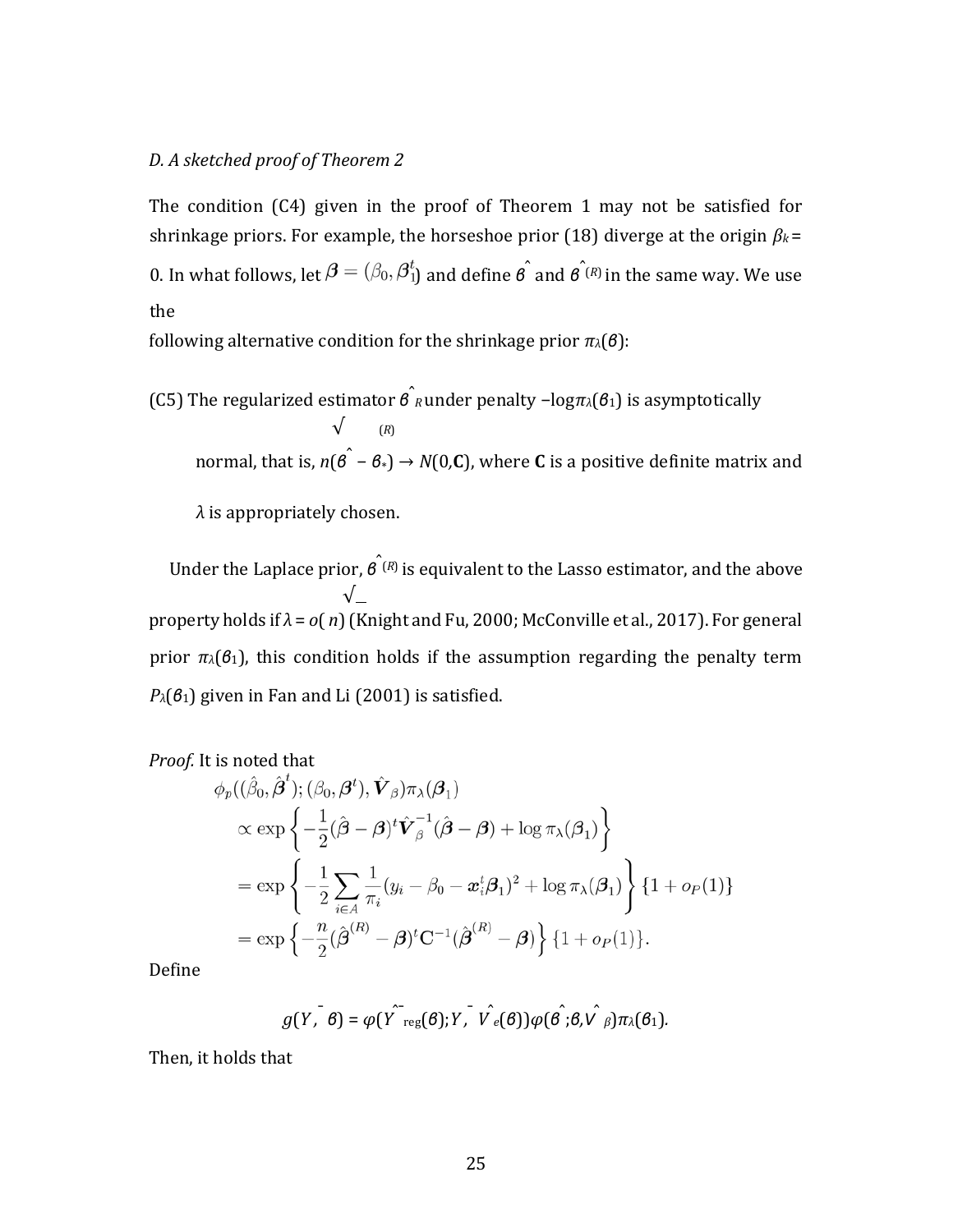*D. A sketched proof of Theorem 2*

The condition (C4) given in the proof of Theorem 1 may not be satisfied for shrinkage priors. For example, the horseshoe prior (18) diverge at the origin $\beta_k = 0$. In what follows, let $\boldsymbol{\beta} = (\beta_0, \boldsymbol{\beta}_1^t)$ and define $\hat{\beta}$ and $\hat{\beta}^{(R)}$ in the same way. We use the following alternative condition for the shrinkage prior $\pi_\lambda(\beta)$:

(C5) The regularized estimator $\hat{\beta}_R$ under penalty $-\log\pi_\lambda(\beta_1)$ is asymptotically normal, that is, $\sqrt{n}(\hat{\beta}^{(R)} - \beta_*) \to N(0, \mathbf{C})$, where $\mathbf{C}$ is a positive definite matrix and $\lambda$ is appropriately chosen.

Under the Laplace prior, $\hat{\beta}^{(R)}$ is equivalent to the Lasso estimator, and the above property holds if $\lambda = o(\sqrt{n})$ (Knight and Fu, 2000; McConville et al., 2017). For general prior $\pi_\lambda(\beta_1)$, this condition holds if the assumption regarding the penalty term $P_\lambda(\beta_1)$ given in Fan and Li (2001) is satisfied.

*Proof.* It is noted that

$$
\begin{aligned}
&\phi_p((\hat{\beta}_0, \hat{\boldsymbol{\beta}}^t); (\beta_0, \boldsymbol{\beta}^t), \hat{\boldsymbol{V}}_\beta)\pi_\lambda(\boldsymbol{\beta}_1) \\
&\quad \propto \exp\left\{-\frac{1}{2}(\hat{\boldsymbol{\beta}} - \boldsymbol{\beta})^t \hat{\boldsymbol{V}}_\beta^{-1}(\hat{\boldsymbol{\beta}} - \boldsymbol{\beta}) + \log\pi_\lambda(\boldsymbol{\beta}_1)\right\} \\
&\quad = \exp\left\{-\frac{1}{2}\sum_{i\in A}\frac{1}{\pi_i}(y_i - \beta_0 - \boldsymbol{x}_i^t\boldsymbol{\beta}_1)^2 + \log\pi_\lambda(\boldsymbol{\beta}_1)\right\}\{1 + o_P(1)\} \\
&\quad = \exp\left\{-\frac{n}{2}(\hat{\boldsymbol{\beta}}^{(R)} - \boldsymbol{\beta})^t \mathbf{C}^{-1}(\hat{\boldsymbol{\beta}}^{(R)} - \boldsymbol{\beta})\right\}\{1 + o_P(1)\}.
\end{aligned}
$$

Define

$$
g(\bar{Y}, \beta) = \varphi(\hat{\bar{Y}}_{\text{reg}}(\beta); \bar{Y}, \hat{V}_e(\beta))\varphi(\hat{\beta}; \beta, \hat{V}_\beta)\pi_\lambda(\beta_1).
$$

Then, it holds that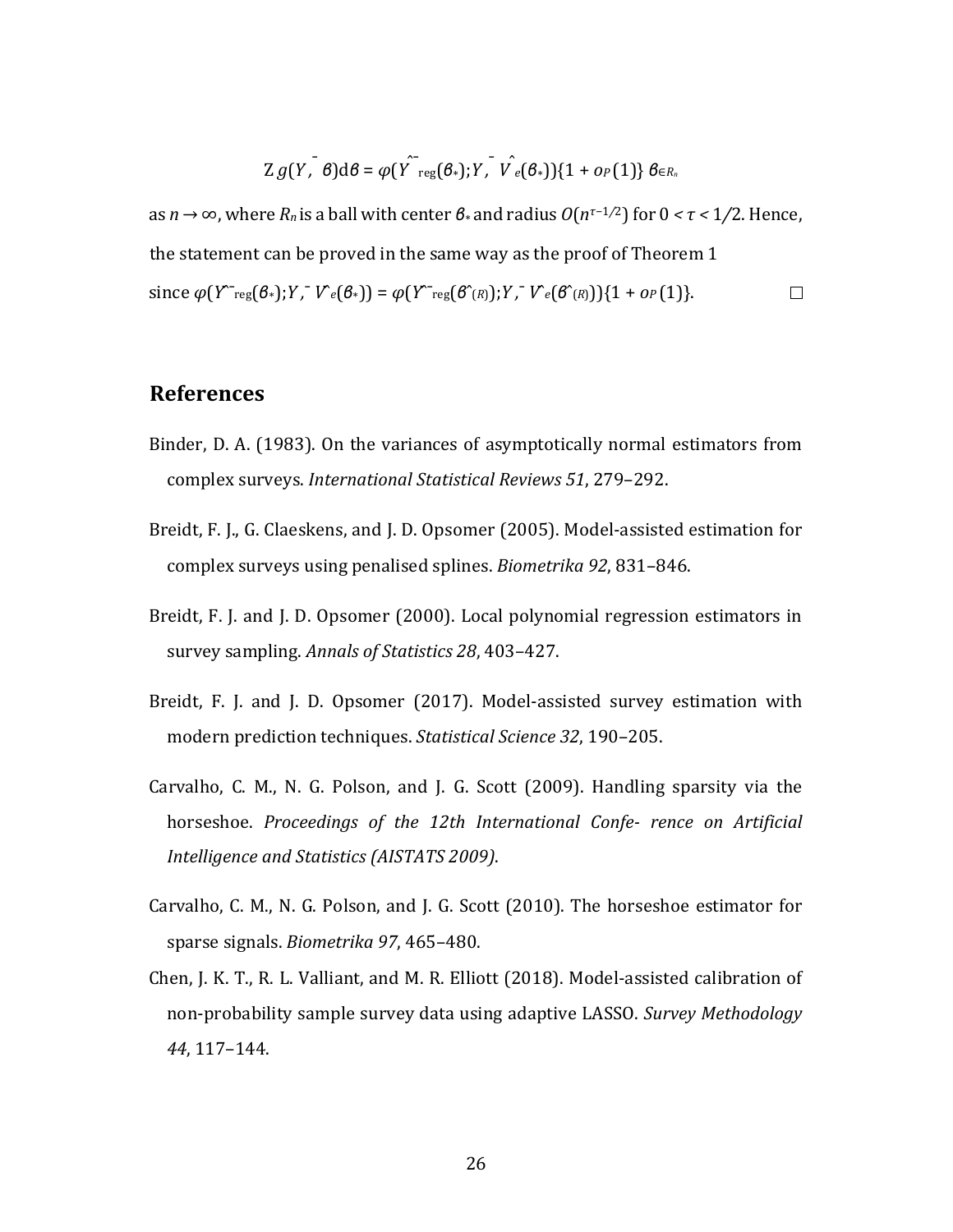$$\int g(\bar{Y}, \beta)\mathrm{d}\beta = \varphi(\hat{\bar{Y}}_{\mathrm{reg}}(\beta_*); \bar{Y}, \hat{V}_e(\beta_*))\{1 + o_P(1)\} \beta \in R_n$$

as $n \to \infty$, where $R_n$ is a ball with center $\beta_*$ and radius $O(n^{\tau-1/2})$ for $0 < \tau < 1/2$. Hence, the statement can be proved in the same way as the proof of Theorem 1 since $\varphi(\hat{\bar{Y}}_{\mathrm{reg}}(\beta_*); \bar{Y}, \hat{V}_e(\beta_*)) = \varphi(\hat{\bar{Y}}_{\mathrm{reg}}(\hat{\beta}_{(R)}); \bar{Y}, \hat{V}_e(\hat{\beta}_{(R)}))\{1 + o_P(1)\}$. □

## References

Binder, D. A. (1983). On the variances of asymptotically normal estimators from complex surveys. *International Statistical Reviews 51*, 279–292.

Breidt, F. J., G. Claeskens, and J. D. Opsomer (2005). Model-assisted estimation for complex surveys using penalised splines. *Biometrika 92*, 831–846.

Breidt, F. J. and J. D. Opsomer (2000). Local polynomial regression estimators in survey sampling. *Annals of Statistics 28*, 403–427.

Breidt, F. J. and J. D. Opsomer (2017). Model-assisted survey estimation with modern prediction techniques. *Statistical Science 32*, 190–205.

Carvalho, C. M., N. G. Polson, and J. G. Scott (2009). Handling sparsity via the horseshoe. *Proceedings of the 12th International Confe- rence on Artificial Intelligence and Statistics (AISTATS 2009).*

Carvalho, C. M., N. G. Polson, and J. G. Scott (2010). The horseshoe estimator for sparse signals. *Biometrika 97*, 465–480.

Chen, J. K. T., R. L. Valliant, and M. R. Elliott (2018). Model-assisted calibration of non-probability sample survey data using adaptive LASSO. *Survey Methodology 44*, 117–144.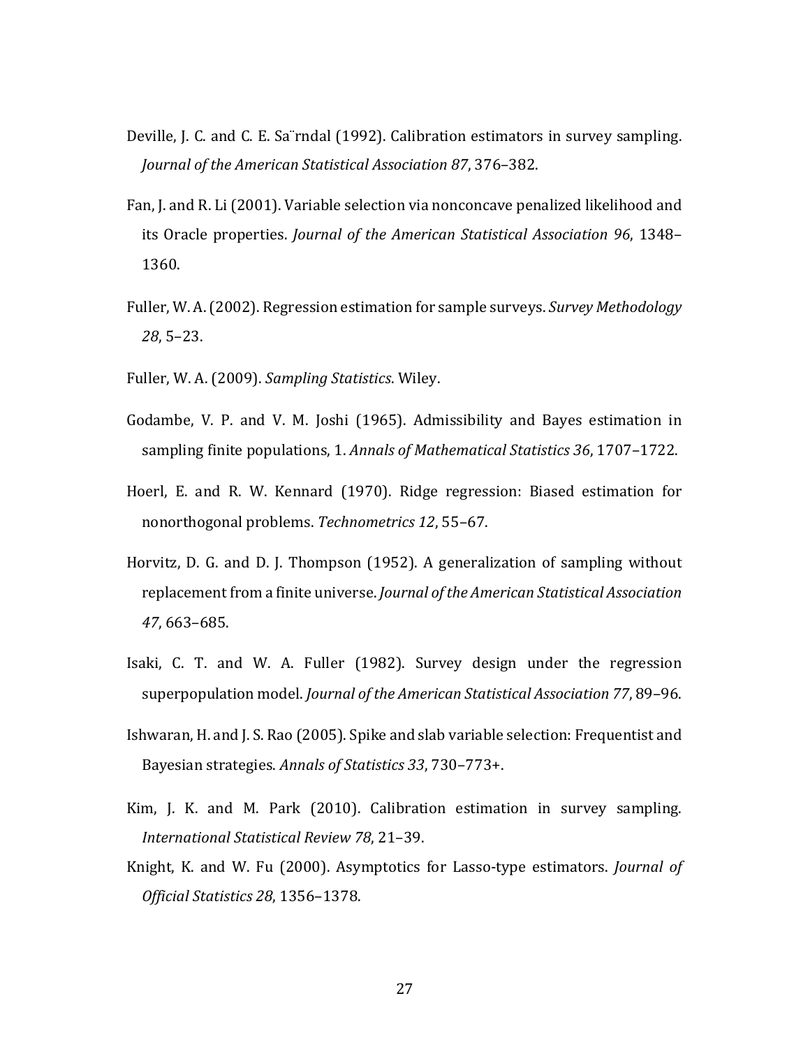Deville, J. C. and C. E. Sa¨rndal (1992). Calibration estimators in survey sampling. *Journal of the American Statistical Association 87*, 376–382.

Fan, J. and R. Li (2001). Variable selection via nonconcave penalized likelihood and its Oracle properties. *Journal of the American Statistical Association 96*, 1348–1360.

Fuller, W. A. (2002). Regression estimation for sample surveys. *Survey Methodology 28*, 5–23.

Fuller, W. A. (2009). *Sampling Statistics*. Wiley.

Godambe, V. P. and V. M. Joshi (1965). Admissibility and Bayes estimation in sampling finite populations, 1. *Annals of Mathematical Statistics 36*, 1707–1722.

Hoerl, E. and R. W. Kennard (1970). Ridge regression: Biased estimation for nonorthogonal problems. *Technometrics 12*, 55–67.

Horvitz, D. G. and D. J. Thompson (1952). A generalization of sampling without replacement from a finite universe. *Journal of the American Statistical Association 47*, 663–685.

Isaki, C. T. and W. A. Fuller (1982). Survey design under the regression superpopulation model. *Journal of the American Statistical Association 77*, 89–96.

Ishwaran, H. and J. S. Rao (2005). Spike and slab variable selection: Frequentist and Bayesian strategies. *Annals of Statistics 33*, 730–773+.

Kim, J. K. and M. Park (2010). Calibration estimation in survey sampling. *International Statistical Review 78*, 21–39.

Knight, K. and W. Fu (2000). Asymptotics for Lasso-type estimators. *Journal of Official Statistics 28*, 1356–1378.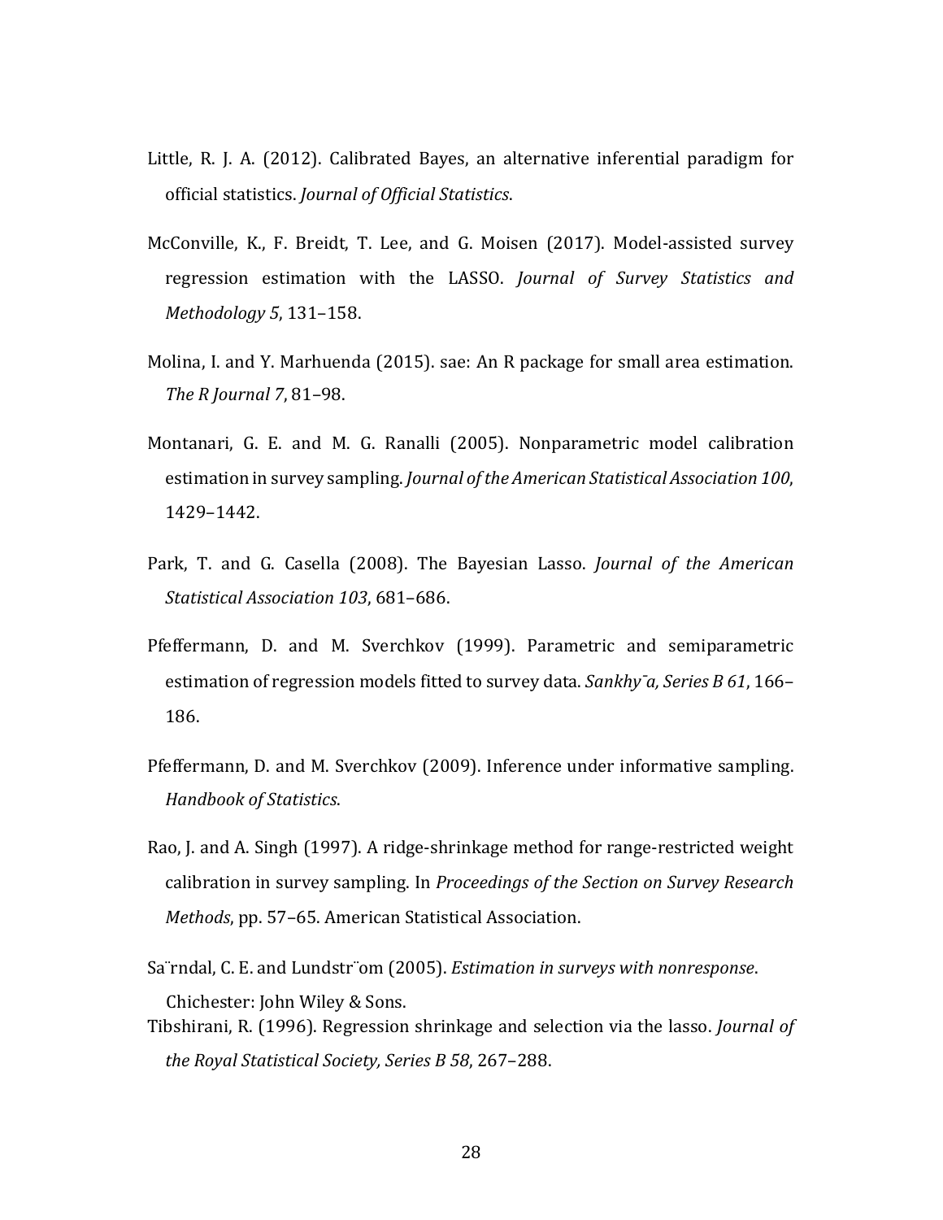Little, R. J. A. (2012). Calibrated Bayes, an alternative inferential paradigm for official statistics. *Journal of Official Statistics*.

McConville, K., F. Breidt, T. Lee, and G. Moisen (2017). Model-assisted survey regression estimation with the LASSO. *Journal of Survey Statistics and Methodology 5*, 131–158.

Molina, I. and Y. Marhuenda (2015). sae: An R package for small area estimation. *The R Journal 7*, 81–98.

Montanari, G. E. and M. G. Ranalli (2005). Nonparametric model calibration estimation in survey sampling. *Journal of the American Statistical Association 100*, 1429–1442.

Park, T. and G. Casella (2008). The Bayesian Lasso. *Journal of the American Statistical Association 103*, 681–686.

Pfeffermann, D. and M. Sverchkov (1999). Parametric and semiparametric estimation of regression models fitted to survey data. *Sankhy¯a, Series B 61*, 166–186.

Pfeffermann, D. and M. Sverchkov (2009). Inference under informative sampling. *Handbook of Statistics*.

Rao, J. and A. Singh (1997). A ridge-shrinkage method for range-restricted weight calibration in survey sampling. In *Proceedings of the Section on Survey Research Methods*, pp. 57–65. American Statistical Association.

Sa¨rndal, C. E. and Lundstr¨om (2005). *Estimation in surveys with nonresponse*. Chichester: John Wiley & Sons.

Tibshirani, R. (1996). Regression shrinkage and selection via the lasso. *Journal of the Royal Statistical Society, Series B 58*, 267–288.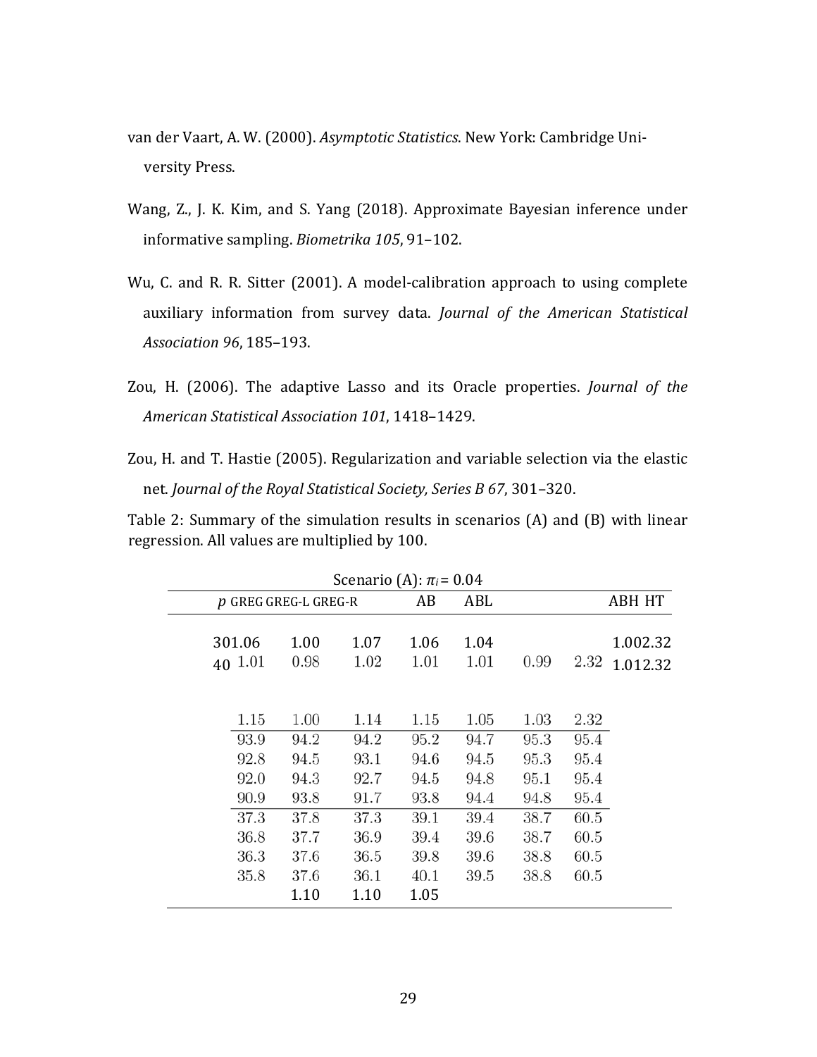van der Vaart, A. W. (2000). *Asymptotic Statistics*. New York: Cambridge University Press.

Wang, Z., J. K. Kim, and S. Yang (2018). Approximate Bayesian inference under informative sampling. *Biometrika 105*, 91–102.

Wu, C. and R. R. Sitter (2001). A model-calibration approach to using complete auxiliary information from survey data. *Journal of the American Statistical Association 96*, 185–193.

Zou, H. (2006). The adaptive Lasso and its Oracle properties. *Journal of the American Statistical Association 101*, 1418–1429.

Zou, H. and T. Hastie (2005). Regularization and variable selection via the elastic net. *Journal of the Royal Statistical Society, Series B 67*, 301–320.

Table 2: Summary of the simulation results in scenarios (A) and (B) with linear regression. All values are multiplied by 100.

| Scenario (A): $\pi_i = 0.04$ | | | | | | | | |
|---|---|---|---|---|---|---|---|---|
| $p$ | GREG | GREG-L | GREG-R | AB | ABL | | | ABH HT |
| 30 | 1.06 | 1.00 | 1.07 | 1.06 | 1.04 | | | 1.00 2.32 |
| 40 | 1.01 | 0.98 | 1.02 | 1.01 | 1.01 | 0.99 | 2.32 | 1.01 2.32 |
| | 1.15 | 1.00 | 1.14 | 1.15 | 1.05 | 1.03 | 2.32 | |
| | 93.9 | 94.2 | 94.2 | 95.2 | 94.7 | 95.3 | 95.4 | |
| | 92.8 | 94.5 | 93.1 | 94.6 | 94.5 | 95.3 | 95.4 | |
| | 92.0 | 94.3 | 92.7 | 94.5 | 94.8 | 95.1 | 95.4 | |
| | 90.9 | 93.8 | 91.7 | 93.8 | 94.4 | 94.8 | 95.4 | |
| | 37.3 | 37.8 | 37.3 | 39.1 | 39.4 | 38.7 | 60.5 | |
| | 36.8 | 37.7 | 36.9 | 39.4 | 39.6 | 38.7 | 60.5 | |
| | 36.3 | 37.6 | 36.5 | 39.8 | 39.6 | 38.8 | 60.5 | |
| | 35.8 | 37.6 | 36.1 | 40.1 | 39.5 | 38.8 | 60.5 | |
| | | 1.10 | 1.10 | 1.05 | | | | |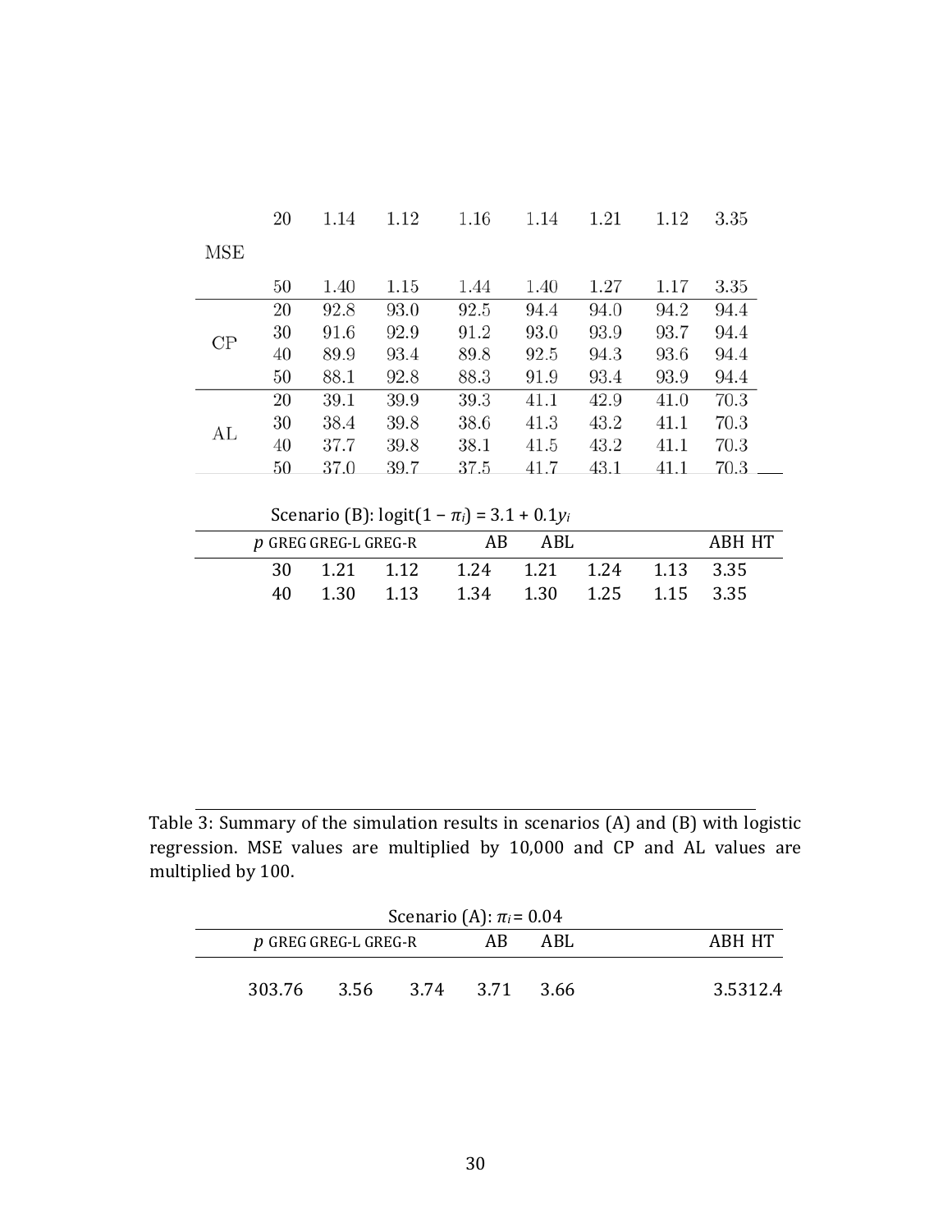| | | | | | | | | |
|---|---|---|---|---|---|---|---|---|
| | 20 | 1.14 | 1.12 | 1.16 | 1.14 | 1.21 | 1.12 | 3.35 |
| MSE | | | | | | | | |
| | 50 | 1.40 | 1.15 | 1.44 | 1.40 | 1.27 | 1.17 | 3.35 |
| CP | 20 | 92.8 | 93.0 | 92.5 | 94.4 | 94.0 | 94.2 | 94.4 |
| | 30 | 91.6 | 92.9 | 91.2 | 93.0 | 93.9 | 93.7 | 94.4 |
| | 40 | 89.9 | 93.4 | 89.8 | 92.5 | 94.3 | 93.6 | 94.4 |
| | 50 | 88.1 | 92.8 | 88.3 | 91.9 | 93.4 | 93.9 | 94.4 |
| AL | 20 | 39.1 | 39.9 | 39.3 | 41.1 | 42.9 | 41.0 | 70.3 |
| | 30 | 38.4 | 39.8 | 38.6 | 41.3 | 43.2 | 41.1 | 70.3 |
| | 40 | 37.7 | 39.8 | 38.1 | 41.5 | 43.2 | 41.1 | 70.3 |
| | 50 | 37.0 | 39.7 | 37.5 | 41.7 | 43.1 | 41.1 | 70.3 |

Scenario (B): $\text{logit}(1 - \pi_i) = 3.1 + 0.1y_i$

| | $p$ | GREG | GREG-L | GREG-R | AB | ABL | ABH | HT |
|---|---|---|---|---|---|---|---|---|
| | 30 | 1.21 | 1.12 | 1.24 | 1.21 | 1.24 | 1.13 | 3.35 |
| | 40 | 1.30 | 1.13 | 1.34 | 1.30 | 1.25 | 1.15 | 3.35 |

Table 3: Summary of the simulation results in scenarios (A) and (B) with logistic regression. MSE values are multiplied by 10,000 and CP and AL values are multiplied by 100.

Scenario (A): $\pi_i = 0.04$

| $p$ | GREG | GREG-L | GREG-R | AB | ABL | ABH | HT |
|---|---|---|---|---|---|---|---|
| 30 | 3.76 | 3.56 | 3.74 | 3.71 | 3.66 | 3.53 | 12.4 |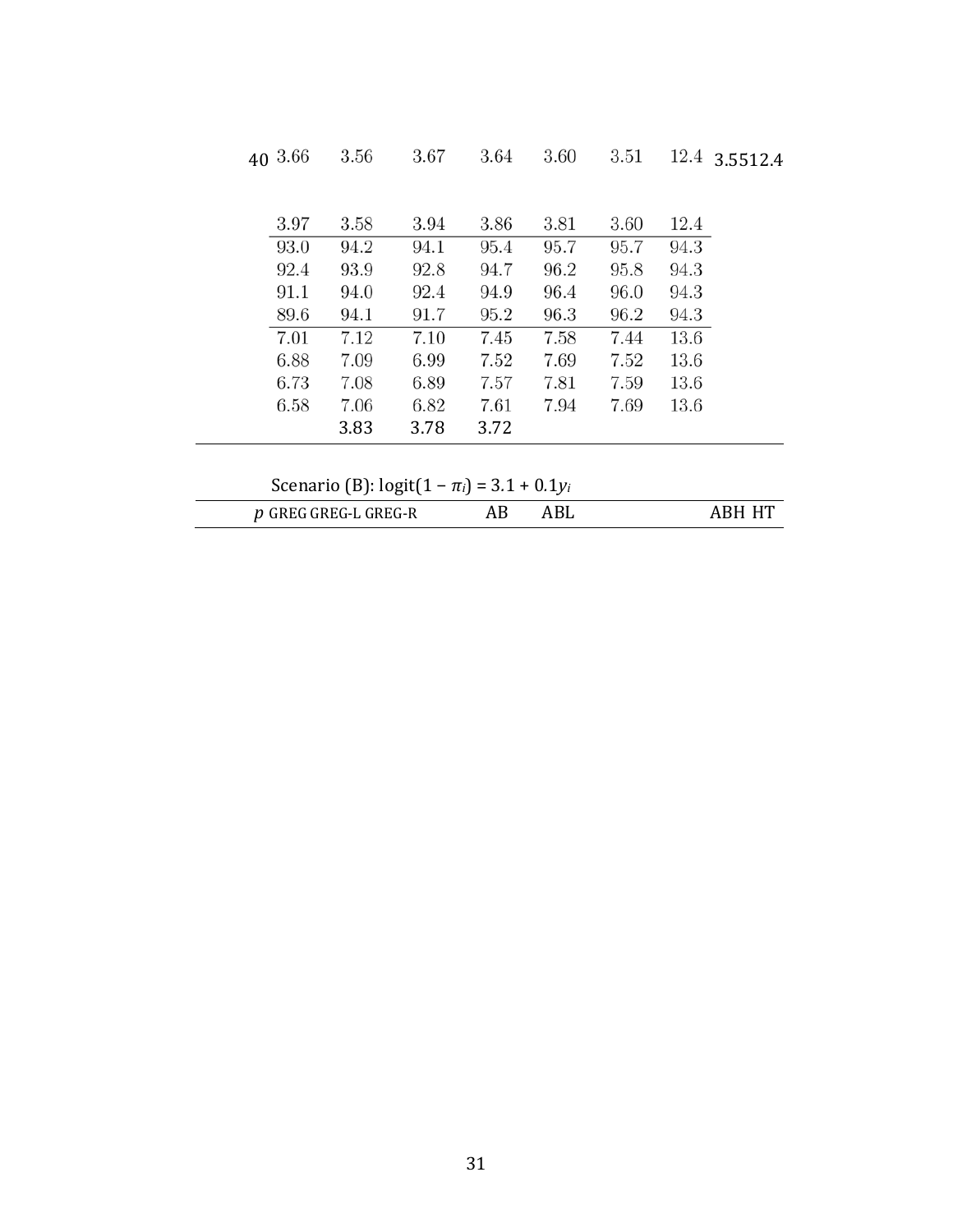| | | | | | | | | |
|---|---|---|---|---|---|---|---|---|
| 40 | 3.66 | 3.56 | 3.67 | 3.64 | 3.60 | 3.51 | 12.4 | 3.55 12.4 |
| | 3.97 | 3.58 | 3.94 | 3.86 | 3.81 | 3.60 | 12.4 | |
| | 93.0 | 94.2 | 94.1 | 95.4 | 95.7 | 95.7 | 94.3 | |
| | 92.4 | 93.9 | 92.8 | 94.7 | 96.2 | 95.8 | 94.3 | |
| | 91.1 | 94.0 | 92.4 | 94.9 | 96.4 | 96.0 | 94.3 | |
| | 89.6 | 94.1 | 91.7 | 95.2 | 96.3 | 96.2 | 94.3 | |
| | 7.01 | 7.12 | 7.10 | 7.45 | 7.58 | 7.44 | 13.6 | |
| | 6.88 | 7.09 | 6.99 | 7.52 | 7.69 | 7.52 | 13.6 | |
| | 6.73 | 7.08 | 6.89 | 7.57 | 7.81 | 7.59 | 13.6 | |
| | 6.58 | 7.06 | 6.82 | 7.61 | 7.94 | 7.69 | 13.6 | |
| | | 3.83 | 3.78 | 3.72 | | | | |

Scenario (B): $\text{logit}(1 - \pi_i) = 3.1 + 0.1y_i$

| $p$ | GREG | GREG-L | GREG-R | AB | ABL | ABH | HT |
|---|---|---|---|---|---|---|---|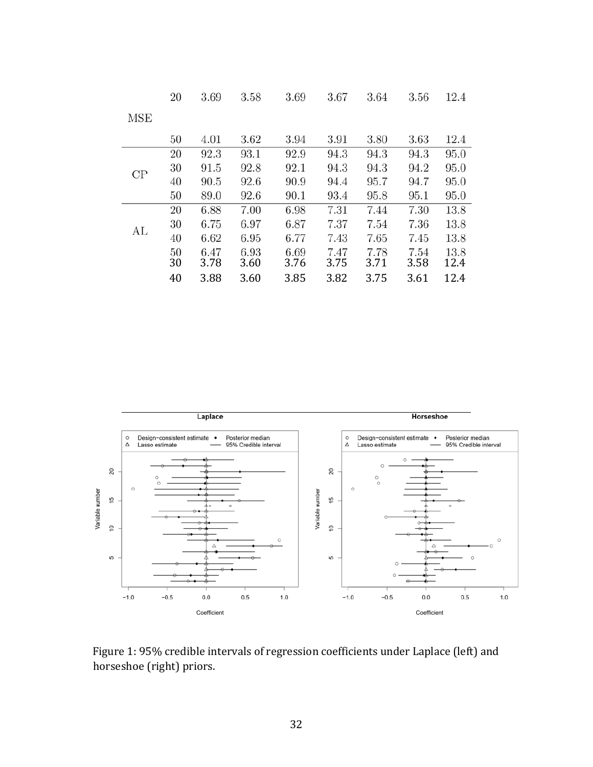| | | | | | | | | |
|---|---|---|---|---|---|---|---|---|
| MSE | 20 | 3.69 | 3.58 | 3.69 | 3.67 | 3.64 | 3.56 | 12.4 |
| | 30 | 3.78 | 3.60 | 3.76 | 3.75 | 3.71 | 3.58 | 12.4 |
| | 40 | 3.88 | 3.60 | 3.85 | 3.82 | 3.75 | 3.61 | 12.4 |
| | 50 | 4.01 | 3.62 | 3.94 | 3.91 | 3.80 | 3.63 | 12.4 |
| CP | 20 | 92.3 | 93.1 | 92.9 | 94.3 | 94.3 | 94.3 | 95.0 |
| | 30 | 91.5 | 92.8 | 92.1 | 94.3 | 94.3 | 94.2 | 95.0 |
| | 40 | 90.5 | 92.6 | 90.9 | 94.4 | 95.7 | 94.7 | 95.0 |
| | 50 | 89.0 | 92.6 | 90.1 | 93.4 | 95.8 | 95.1 | 95.0 |
| AL | 20 | 6.88 | 7.00 | 6.98 | 7.31 | 7.44 | 7.30 | 13.8 |
| | 30 | 6.75 | 6.97 | 6.87 | 7.37 | 7.54 | 7.36 | 13.8 |
| | 40 | 6.62 | 6.95 | 6.77 | 7.43 | 7.65 | 7.45 | 13.8 |
| | 50 | 6.47 | 6.93 | 6.69 | 7.47 | 7.78 | 7.54 | 13.8 |

Figure 1: 95% credible intervals of regression coefficients under Laplace (left) and horseshoe (right) priors.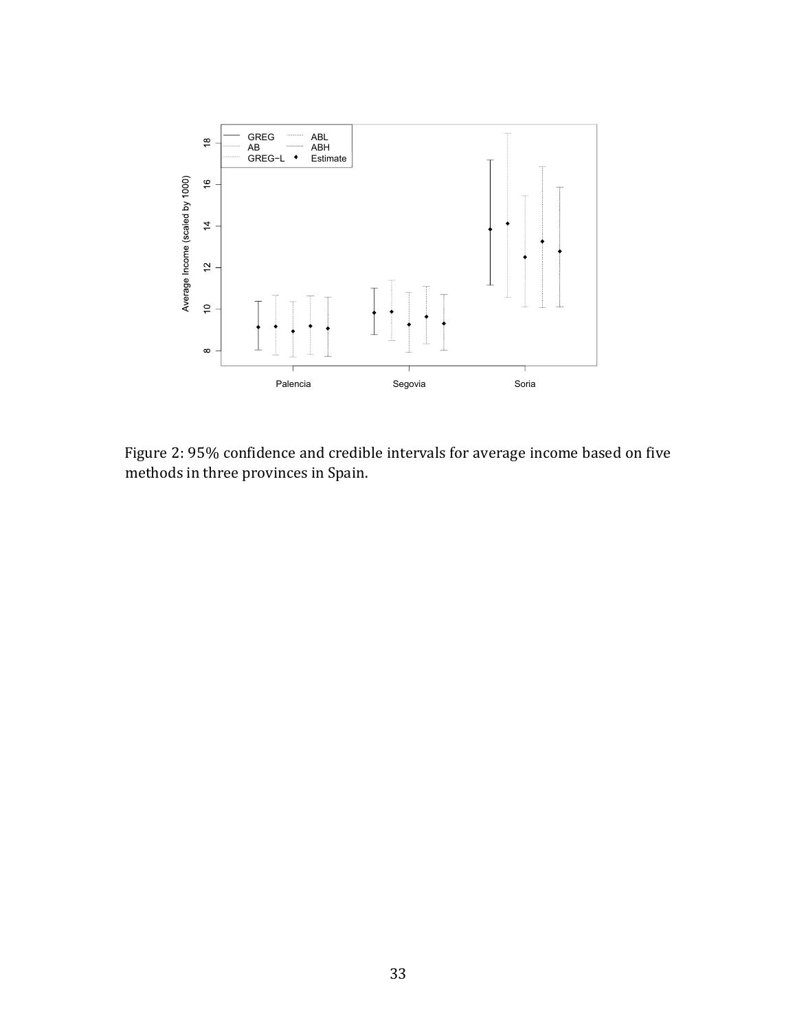GREG
AB
GREG−L
ABL
ABH
Estimate

Average Income (scaled by 1000)

8
10
12
14
16
18

Palencia
Segovia
Soria

Figure 2: 95% confidence and credible intervals for average income based on five methods in three provinces in Spain.